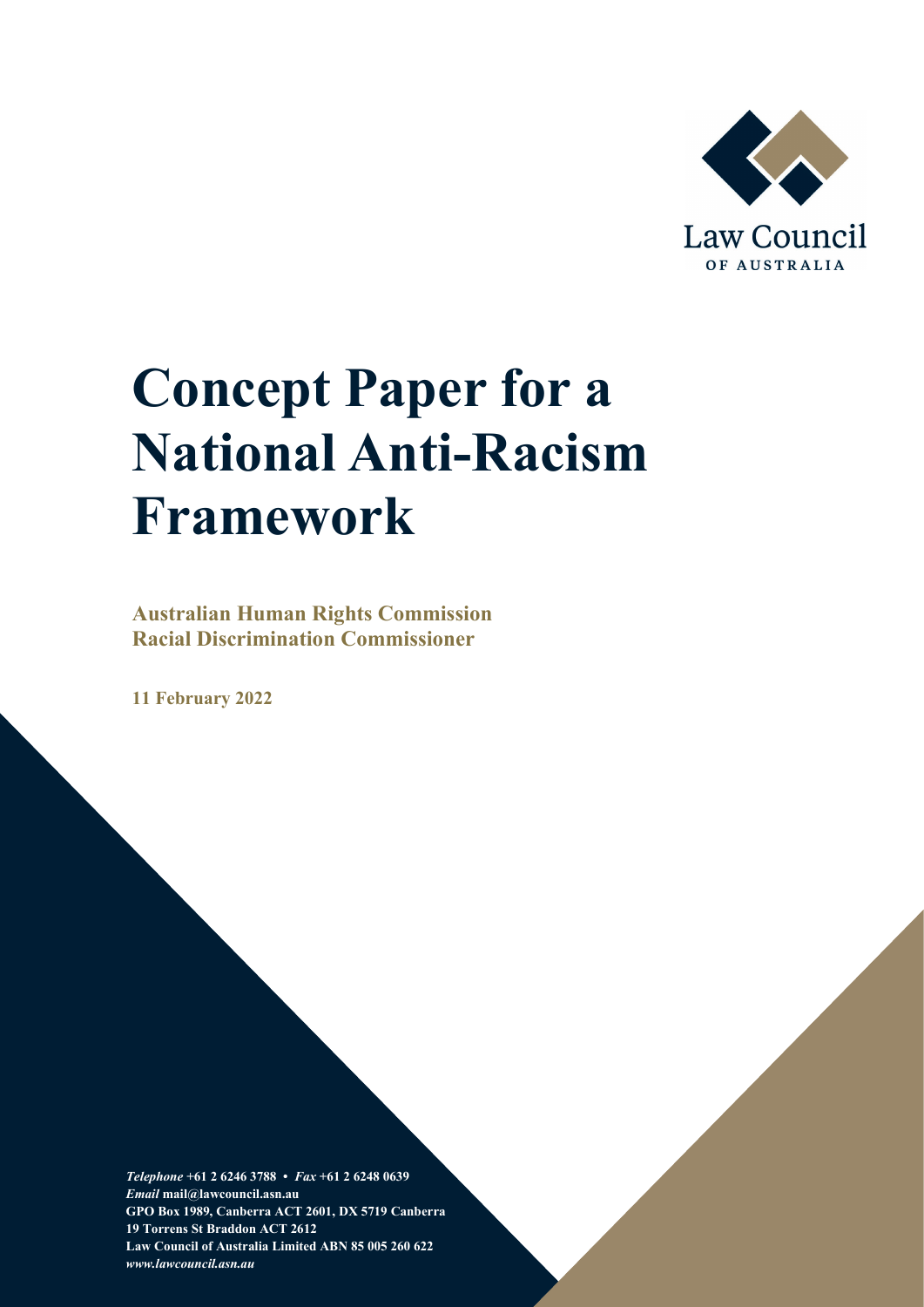Law Council OF AUSTRALIA

# Concept Paper for a National Anti-Racism Framework

**Australian Human Rights Commission**
**Racial Discrimination Commissioner**

**11 February 2022**

***Telephone*** **+61 2 6246 3788 •** ***Fax*** **+61 2 6248 0639**
***Email*** **mail@lawcouncil.asn.au**
**GPO Box 1989, Canberra ACT 2601, DX 5719 Canberra**
**19 Torrens St Braddon ACT 2612**
**Law Council of Australia Limited ABN 85 005 260 622**
***www.lawcouncil.asn.au***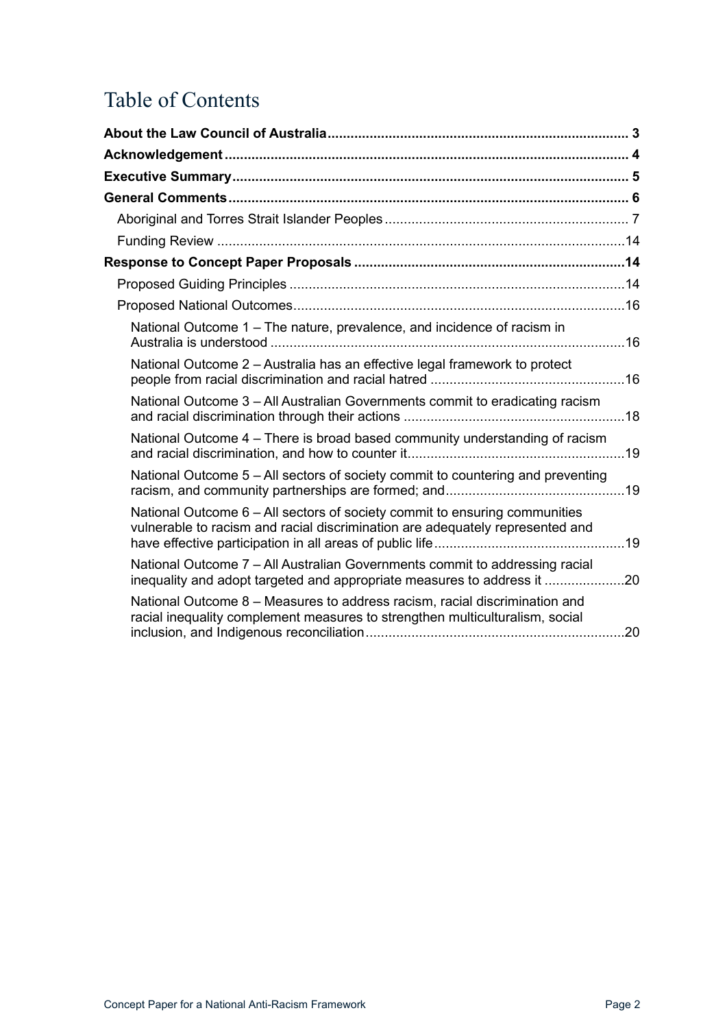# Table of Contents

**About the Law Council of Australia** ..... 3

**Acknowledgement** ..... 4

**Executive Summary** ..... 5

**General Comments** ..... 6

- Aboriginal and Torres Strait Islander Peoples ..... 7
- Funding Review ..... 14

**Response to Concept Paper Proposals** ..... 14

- Proposed Guiding Principles ..... 14
- Proposed National Outcomes ..... 16
  - National Outcome 1 – The nature, prevalence, and incidence of racism in Australia is understood ..... 16
  - National Outcome 2 – Australia has an effective legal framework to protect people from racial discrimination and racial hatred ..... 16
  - National Outcome 3 – All Australian Governments commit to eradicating racism and racial discrimination through their actions ..... 18
  - National Outcome 4 – There is broad based community understanding of racism and racial discrimination, and how to counter it ..... 19
  - National Outcome 5 – All sectors of society commit to countering and preventing racism, and community partnerships are formed; and ..... 19
  - National Outcome 6 – All sectors of society commit to ensuring communities vulnerable to racism and racial discrimination are adequately represented and have effective participation in all areas of public life ..... 19
  - National Outcome 7 – All Australian Governments commit to addressing racial inequality and adopt targeted and appropriate measures to address it ..... 20
  - National Outcome 8 – Measures to address racism, racial discrimination and racial inequality complement measures to strengthen multiculturalism, social inclusion, and Indigenous reconciliation ..... 20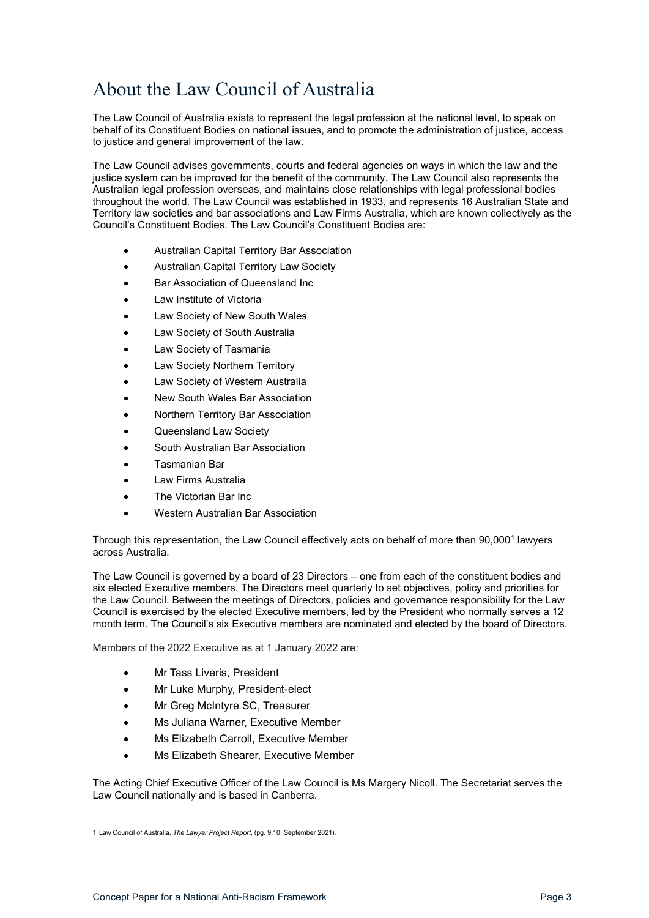# About the Law Council of Australia

The Law Council of Australia exists to represent the legal profession at the national level, to speak on behalf of its Constituent Bodies on national issues, and to promote the administration of justice, access to justice and general improvement of the law.

The Law Council advises governments, courts and federal agencies on ways in which the law and the justice system can be improved for the benefit of the community. The Law Council also represents the Australian legal profession overseas, and maintains close relationships with legal professional bodies throughout the world. The Law Council was established in 1933, and represents 16 Australian State and Territory law societies and bar associations and Law Firms Australia, which are known collectively as the Council's Constituent Bodies. The Law Council's Constituent Bodies are:

- Australian Capital Territory Bar Association
- Australian Capital Territory Law Society
- Bar Association of Queensland Inc
- Law Institute of Victoria
- Law Society of New South Wales
- Law Society of South Australia
- Law Society of Tasmania
- Law Society Northern Territory
- Law Society of Western Australia
- New South Wales Bar Association
- Northern Territory Bar Association
- Queensland Law Society
- South Australian Bar Association
- Tasmanian Bar
- Law Firms Australia
- The Victorian Bar Inc
- Western Australian Bar Association

Through this representation, the Law Council effectively acts on behalf of more than 90,000[1] lawyers across Australia.

The Law Council is governed by a board of 23 Directors – one from each of the constituent bodies and six elected Executive members. The Directors meet quarterly to set objectives, policy and priorities for the Law Council. Between the meetings of Directors, policies and governance responsibility for the Law Council is exercised by the elected Executive members, led by the President who normally serves a 12 month term. The Council's six Executive members are nominated and elected by the board of Directors.

Members of the 2022 Executive as at 1 January 2022 are:

- Mr Tass Liveris, President
- Mr Luke Murphy, President-elect
- Mr Greg McIntyre SC, Treasurer
- Ms Juliana Warner, Executive Member
- Ms Elizabeth Carroll, Executive Member
- Ms Elizabeth Shearer, Executive Member

The Acting Chief Executive Officer of the Law Council is Ms Margery Nicoll. The Secretariat serves the Law Council nationally and is based in Canberra.

1 Law Council of Australia, *The Lawyer Project Report*, (pg. 9,10, September 2021).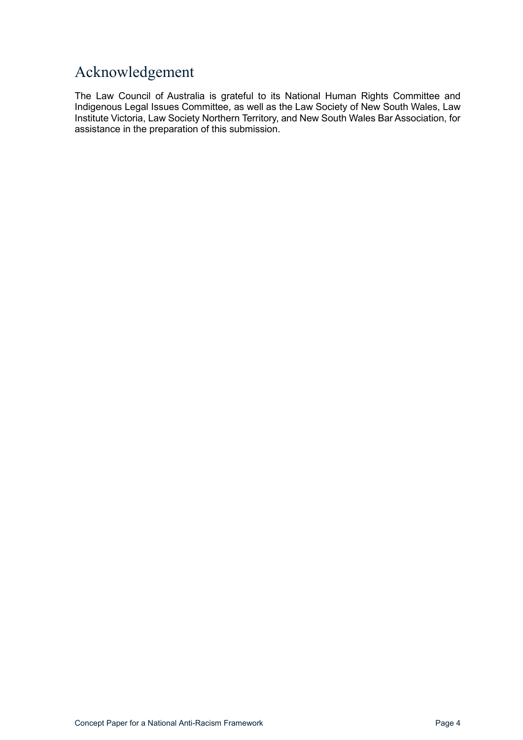# Acknowledgement

The Law Council of Australia is grateful to its National Human Rights Committee and Indigenous Legal Issues Committee, as well as the Law Society of New South Wales, Law Institute Victoria, Law Society Northern Territory, and New South Wales Bar Association, for assistance in the preparation of this submission.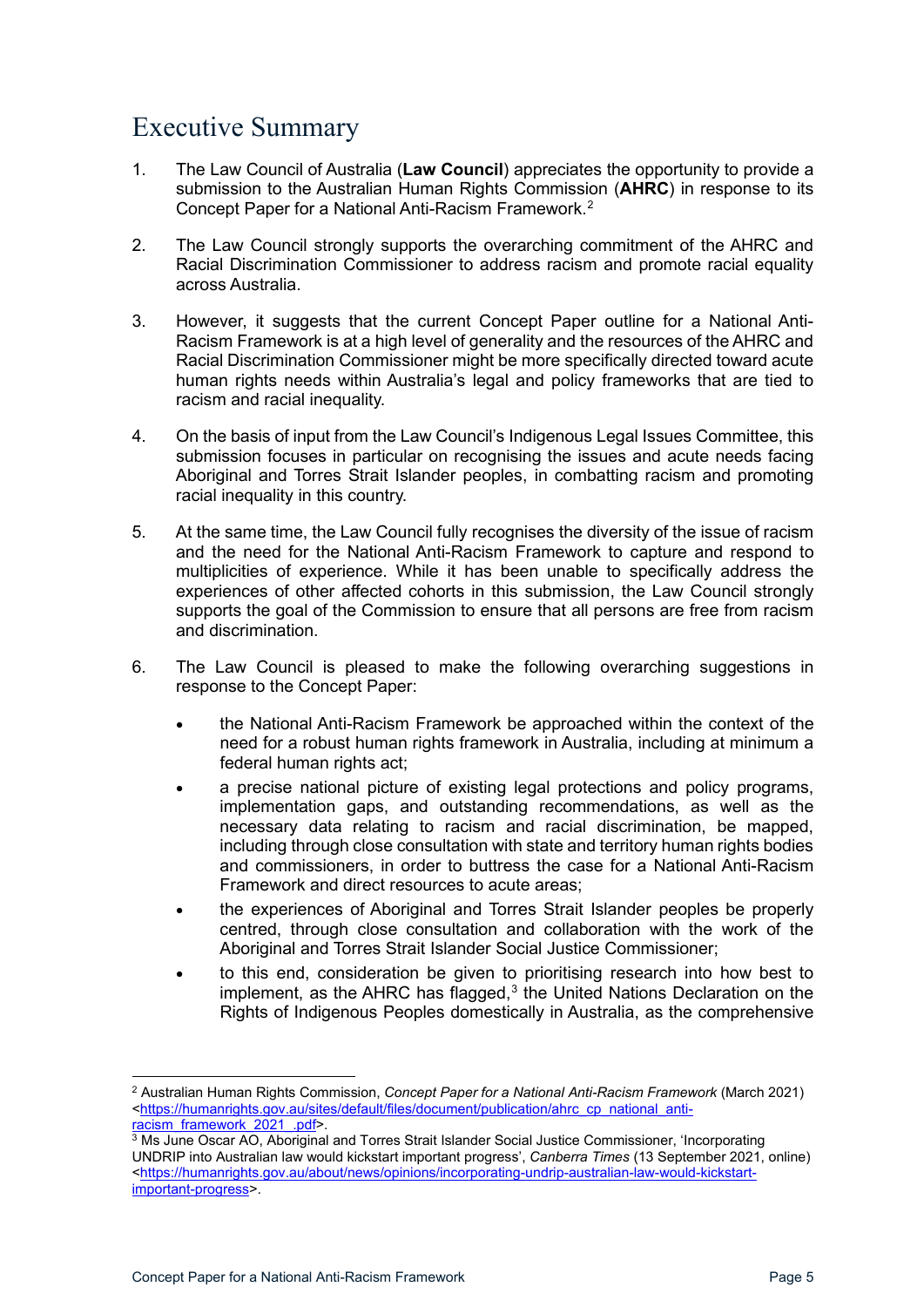# Executive Summary

1. The Law Council of Australia (**Law Council**) appreciates the opportunity to provide a submission to the Australian Human Rights Commission (**AHRC**) in response to its Concept Paper for a National Anti-Racism Framework.[2]

2. The Law Council strongly supports the overarching commitment of the AHRC and Racial Discrimination Commissioner to address racism and promote racial equality across Australia.

3. However, it suggests that the current Concept Paper outline for a National Anti-Racism Framework is at a high level of generality and the resources of the AHRC and Racial Discrimination Commissioner might be more specifically directed toward acute human rights needs within Australia's legal and policy frameworks that are tied to racism and racial inequality.

4. On the basis of input from the Law Council's Indigenous Legal Issues Committee, this submission focuses in particular on recognising the issues and acute needs facing Aboriginal and Torres Strait Islander peoples, in combatting racism and promoting racial inequality in this country.

5. At the same time, the Law Council fully recognises the diversity of the issue of racism and the need for the National Anti-Racism Framework to capture and respond to multiplicities of experience. While it has been unable to specifically address the experiences of other affected cohorts in this submission, the Law Council strongly supports the goal of the Commission to ensure that all persons are free from racism and discrimination.

6. The Law Council is pleased to make the following overarching suggestions in response to the Concept Paper:

   - the National Anti-Racism Framework be approached within the context of the need for a robust human rights framework in Australia, including at minimum a federal human rights act;
   - a precise national picture of existing legal protections and policy programs, implementation gaps, and outstanding recommendations, as well as the necessary data relating to racism and racial discrimination, be mapped, including through close consultation with state and territory human rights bodies and commissioners, in order to buttress the case for a National Anti-Racism Framework and direct resources to acute areas;
   - the experiences of Aboriginal and Torres Strait Islander peoples be properly centred, through close consultation and collaboration with the work of the Aboriginal and Torres Strait Islander Social Justice Commissioner;
   - to this end, consideration be given to prioritising research into how best to implement, as the AHRC has flagged,[3] the United Nations Declaration on the Rights of Indigenous Peoples domestically in Australia, as the comprehensive

---

[2] Australian Human Rights Commission, *Concept Paper for a National Anti-Racism Framework* (March 2021) <https://humanrights.gov.au/sites/default/files/document/publication/ahrc_cp_national_anti-racism_framework_2021_.pdf>.

[3] Ms June Oscar AO, Aboriginal and Torres Strait Islander Social Justice Commissioner, 'Incorporating UNDRIP into Australian law would kickstart important progress', *Canberra Times* (13 September 2021, online) <https://humanrights.gov.au/about/news/opinions/incorporating-undrip-australian-law-would-kickstart-important-progress>.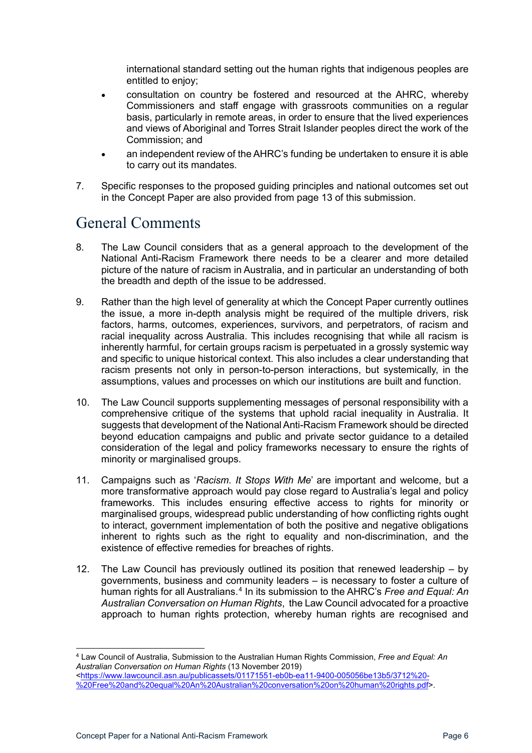international standard setting out the human rights that indigenous peoples are entitled to enjoy;

- consultation on country be fostered and resourced at the AHRC, whereby Commissioners and staff engage with grassroots communities on a regular basis, particularly in remote areas, in order to ensure that the lived experiences and views of Aboriginal and Torres Strait Islander peoples direct the work of the Commission; and
- an independent review of the AHRC's funding be undertaken to ensure it is able to carry out its mandates.

7. Specific responses to the proposed guiding principles and national outcomes set out in the Concept Paper are also provided from page 13 of this submission.

# General Comments

8. The Law Council considers that as a general approach to the development of the National Anti-Racism Framework there needs to be a clearer and more detailed picture of the nature of racism in Australia, and in particular an understanding of both the breadth and depth of the issue to be addressed.

9. Rather than the high level of generality at which the Concept Paper currently outlines the issue, a more in-depth analysis might be required of the multiple drivers, risk factors, harms, outcomes, experiences, survivors, and perpetrators, of racism and racial inequality across Australia. This includes recognising that while all racism is inherently harmful, for certain groups racism is perpetuated in a grossly systemic way and specific to unique historical context. This also includes a clear understanding that racism presents not only in person-to-person interactions, but systemically, in the assumptions, values and processes on which our institutions are built and function.

10. The Law Council supports supplementing messages of personal responsibility with a comprehensive critique of the systems that uphold racial inequality in Australia. It suggests that development of the National Anti-Racism Framework should be directed beyond education campaigns and public and private sector guidance to a detailed consideration of the legal and policy frameworks necessary to ensure the rights of minority or marginalised groups.

11. Campaigns such as '*Racism. It Stops With Me*' are important and welcome, but a more transformative approach would pay close regard to Australia's legal and policy frameworks. This includes ensuring effective access to rights for minority or marginalised groups, widespread public understanding of how conflicting rights ought to interact, government implementation of both the positive and negative obligations inherent to rights such as the right to equality and non-discrimination, and the existence of effective remedies for breaches of rights.

12. The Law Council has previously outlined its position that renewed leadership – by governments, business and community leaders – is necessary to foster a culture of human rights for all Australians.[4] In its submission to the AHRC's *Free and Equal: An Australian Conversation on Human Rights*, the Law Council advocated for a proactive approach to human rights protection, whereby human rights are recognised and

---

[4] Law Council of Australia, Submission to the Australian Human Rights Commission, *Free and Equal: An Australian Conversation on Human Rights* (13 November 2019) <https://www.lawcouncil.asn.au/publicassets/01171551-eb0b-ea11-9400-005056be13b5/3712%20-%20Free%20and%20equal%20An%20Australian%20conversation%20on%20human%20rights.pdf>.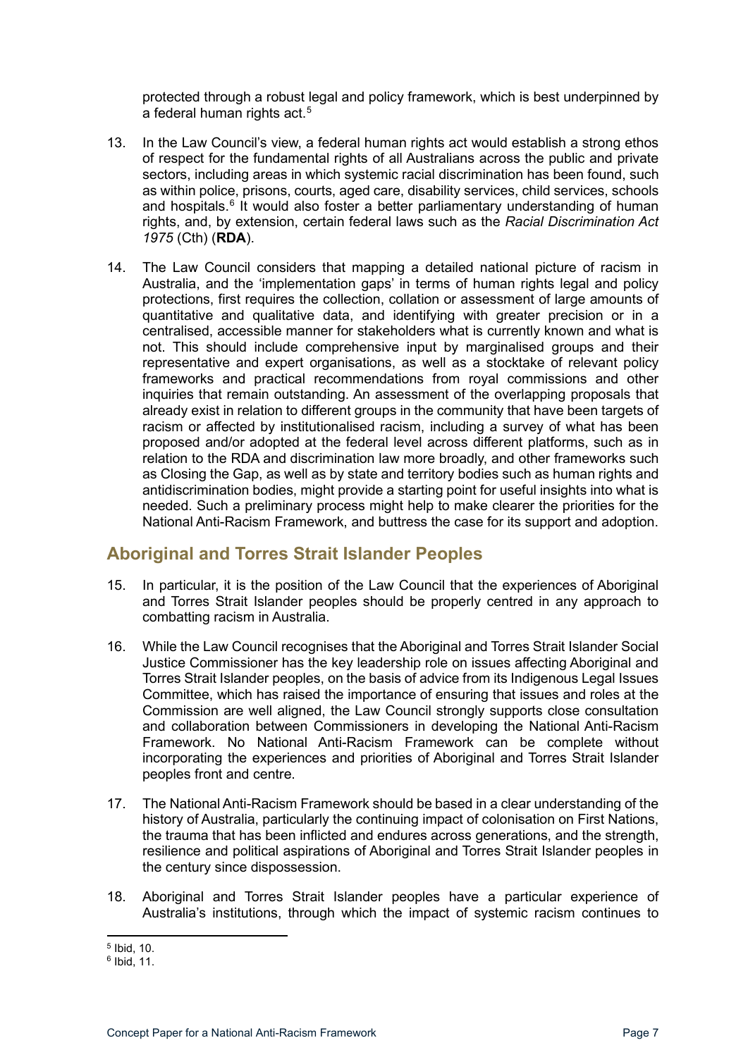protected through a robust legal and policy framework, which is best underpinned by a federal human rights act.[5]

13. In the Law Council's view, a federal human rights act would establish a strong ethos of respect for the fundamental rights of all Australians across the public and private sectors, including areas in which systemic racial discrimination has been found, such as within police, prisons, courts, aged care, disability services, child services, schools and hospitals.[6] It would also foster a better parliamentary understanding of human rights, and, by extension, certain federal laws such as the *Racial Discrimination Act 1975* (Cth) (**RDA**).

14. The Law Council considers that mapping a detailed national picture of racism in Australia, and the 'implementation gaps' in terms of human rights legal and policy protections, first requires the collection, collation or assessment of large amounts of quantitative and qualitative data, and identifying with greater precision or in a centralised, accessible manner for stakeholders what is currently known and what is not. This should include comprehensive input by marginalised groups and their representative and expert organisations, as well as a stocktake of relevant policy frameworks and practical recommendations from royal commissions and other inquiries that remain outstanding. An assessment of the overlapping proposals that already exist in relation to different groups in the community that have been targets of racism or affected by institutionalised racism, including a survey of what has been proposed and/or adopted at the federal level across different platforms, such as in relation to the RDA and discrimination law more broadly, and other frameworks such as Closing the Gap, as well as by state and territory bodies such as human rights and antidiscrimination bodies, might provide a starting point for useful insights into what is needed. Such a preliminary process might help to make clearer the priorities for the National Anti-Racism Framework, and buttress the case for its support and adoption.

## Aboriginal and Torres Strait Islander Peoples

15. In particular, it is the position of the Law Council that the experiences of Aboriginal and Torres Strait Islander peoples should be properly centred in any approach to combatting racism in Australia.

16. While the Law Council recognises that the Aboriginal and Torres Strait Islander Social Justice Commissioner has the key leadership role on issues affecting Aboriginal and Torres Strait Islander peoples, on the basis of advice from its Indigenous Legal Issues Committee, which has raised the importance of ensuring that issues and roles at the Commission are well aligned, the Law Council strongly supports close consultation and collaboration between Commissioners in developing the National Anti-Racism Framework. No National Anti-Racism Framework can be complete without incorporating the experiences and priorities of Aboriginal and Torres Strait Islander peoples front and centre.

17. The National Anti-Racism Framework should be based in a clear understanding of the history of Australia, particularly the continuing impact of colonisation on First Nations, the trauma that has been inflicted and endures across generations, and the strength, resilience and political aspirations of Aboriginal and Torres Strait Islander peoples in the century since dispossession.

18. Aboriginal and Torres Strait Islander peoples have a particular experience of Australia's institutions, through which the impact of systemic racism continues to

[5] Ibid, 10.

[6] Ibid, 11.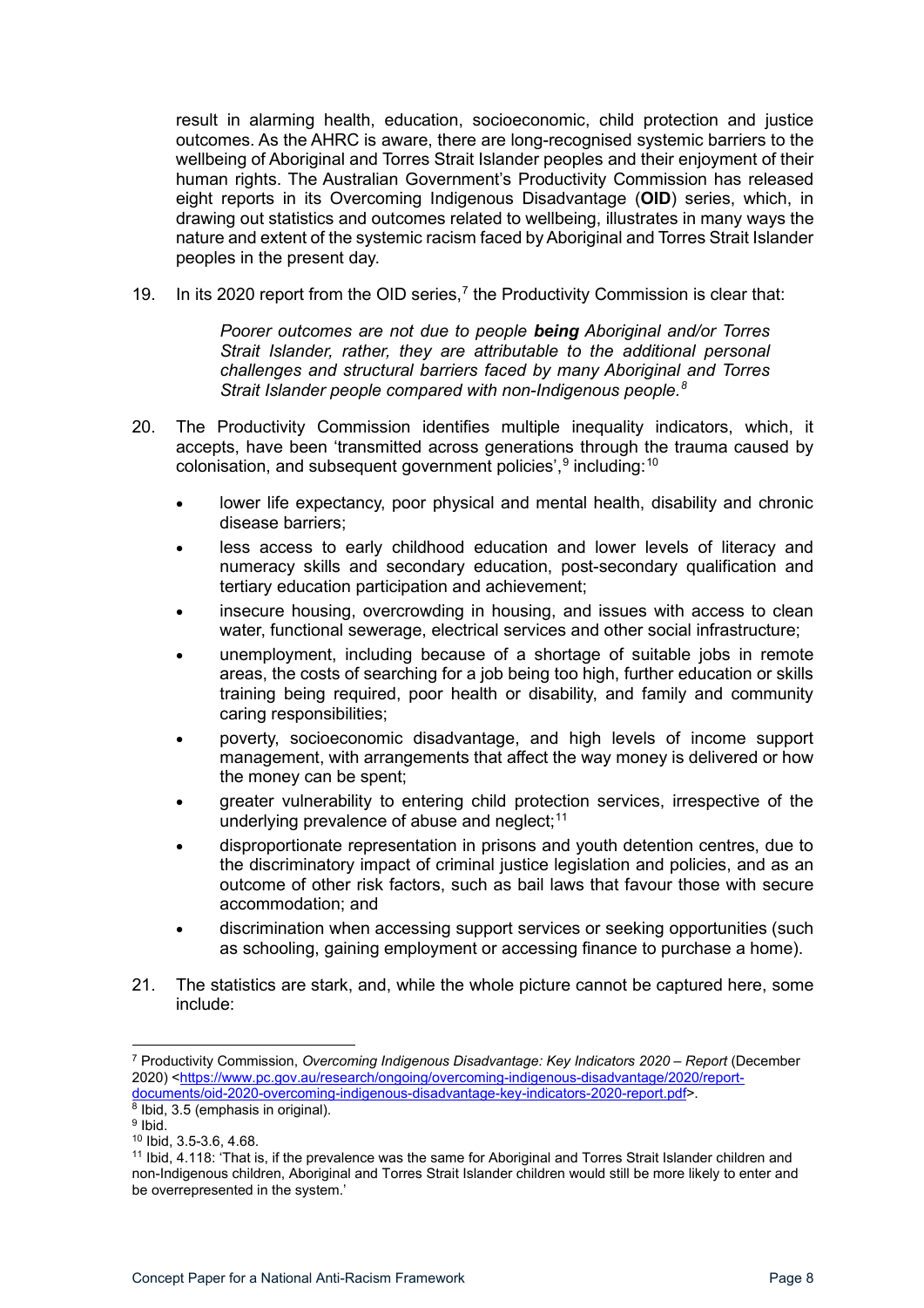result in alarming health, education, socioeconomic, child protection and justice outcomes. As the AHRC is aware, there are long-recognised systemic barriers to the wellbeing of Aboriginal and Torres Strait Islander peoples and their enjoyment of their human rights. The Australian Government's Productivity Commission has released eight reports in its Overcoming Indigenous Disadvantage (**OID**) series, which, in drawing out statistics and outcomes related to wellbeing, illustrates in many ways the nature and extent of the systemic racism faced by Aboriginal and Torres Strait Islander peoples in the present day.

19. In its 2020 report from the OID series,[7] the Productivity Commission is clear that:

> *Poorer outcomes are not due to people **being** Aboriginal and/or Torres Strait Islander, rather, they are attributable to the additional personal challenges and structural barriers faced by many Aboriginal and Torres Strait Islander people compared with non-Indigenous people.[8]*

20. The Productivity Commission identifies multiple inequality indicators, which, it accepts, have been 'transmitted across generations through the trauma caused by colonisation, and subsequent government policies',[9] including:[10]

    - lower life expectancy, poor physical and mental health, disability and chronic disease barriers;
    - less access to early childhood education and lower levels of literacy and numeracy skills and secondary education, post-secondary qualification and tertiary education participation and achievement;
    - insecure housing, overcrowding in housing, and issues with access to clean water, functional sewerage, electrical services and other social infrastructure;
    - unemployment, including because of a shortage of suitable jobs in remote areas, the costs of searching for a job being too high, further education or skills training being required, poor health or disability, and family and community caring responsibilities;
    - poverty, socioeconomic disadvantage, and high levels of income support management, with arrangements that affect the way money is delivered or how the money can be spent;
    - greater vulnerability to entering child protection services, irrespective of the underlying prevalence of abuse and neglect;[11]
    - disproportionate representation in prisons and youth detention centres, due to the discriminatory impact of criminal justice legislation and policies, and as an outcome of other risk factors, such as bail laws that favour those with secure accommodation; and
    - discrimination when accessing support services or seeking opportunities (such as schooling, gaining employment or accessing finance to purchase a home).

21. The statistics are stark, and, while the whole picture cannot be captured here, some include:

---

[7] Productivity Commission, *Overcoming Indigenous Disadvantage: Key Indicators 2020 – Report* (December 2020) <https://www.pc.gov.au/research/ongoing/overcoming-indigenous-disadvantage/2020/report-documents/oid-2020-overcoming-indigenous-disadvantage-key-indicators-2020-report.pdf>.

[8] Ibid, 3.5 (emphasis in original).

[9] Ibid.

[10] Ibid, 3.5-3.6, 4.68.

[11] Ibid, 4.118: 'That is, if the prevalence was the same for Aboriginal and Torres Strait Islander children and non-Indigenous children, Aboriginal and Torres Strait Islander children would still be more likely to enter and be overrepresented in the system.'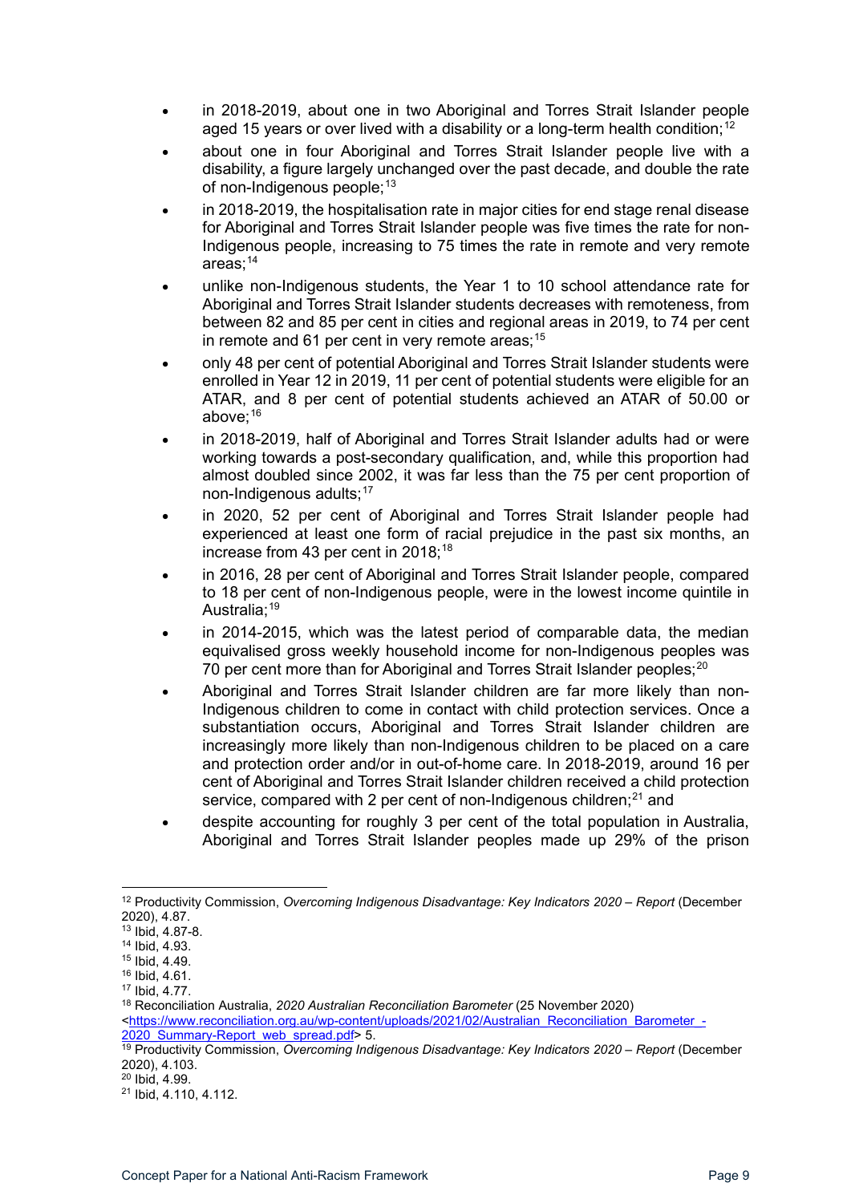- in 2018-2019, about one in two Aboriginal and Torres Strait Islander people aged 15 years or over lived with a disability or a long-term health condition;[12]
- about one in four Aboriginal and Torres Strait Islander people live with a disability, a figure largely unchanged over the past decade, and double the rate of non-Indigenous people;[13]
- in 2018-2019, the hospitalisation rate in major cities for end stage renal disease for Aboriginal and Torres Strait Islander people was five times the rate for non-Indigenous people, increasing to 75 times the rate in remote and very remote areas;[14]
- unlike non-Indigenous students, the Year 1 to 10 school attendance rate for Aboriginal and Torres Strait Islander students decreases with remoteness, from between 82 and 85 per cent in cities and regional areas in 2019, to 74 per cent in remote and 61 per cent in very remote areas;[15]
- only 48 per cent of potential Aboriginal and Torres Strait Islander students were enrolled in Year 12 in 2019, 11 per cent of potential students were eligible for an ATAR, and 8 per cent of potential students achieved an ATAR of 50.00 or above;[16]
- in 2018-2019, half of Aboriginal and Torres Strait Islander adults had or were working towards a post-secondary qualification, and, while this proportion had almost doubled since 2002, it was far less than the 75 per cent proportion of non-Indigenous adults;[17]
- in 2020, 52 per cent of Aboriginal and Torres Strait Islander people had experienced at least one form of racial prejudice in the past six months, an increase from 43 per cent in 2018;[18]
- in 2016, 28 per cent of Aboriginal and Torres Strait Islander people, compared to 18 per cent of non-Indigenous people, were in the lowest income quintile in Australia;[19]
- in 2014-2015, which was the latest period of comparable data, the median equivalised gross weekly household income for non-Indigenous peoples was 70 per cent more than for Aboriginal and Torres Strait Islander peoples;[20]
- Aboriginal and Torres Strait Islander children are far more likely than non-Indigenous children to come in contact with child protection services. Once a substantiation occurs, Aboriginal and Torres Strait Islander children are increasingly more likely than non-Indigenous children to be placed on a care and protection order and/or in out-of-home care. In 2018-2019, around 16 per cent of Aboriginal and Torres Strait Islander children received a child protection service, compared with 2 per cent of non-Indigenous children;[21] and
- despite accounting for roughly 3 per cent of the total population in Australia, Aboriginal and Torres Strait Islander peoples made up 29% of the prison

---

[12] Productivity Commission, *Overcoming Indigenous Disadvantage: Key Indicators 2020 – Report* (December 2020), 4.87.

[13] Ibid, 4.87-8.

[14] Ibid, 4.93.

[15] Ibid, 4.49.

[16] Ibid, 4.61.

[17] Ibid, 4.77.

[18] Reconciliation Australia, *2020 Australian Reconciliation Barometer* (25 November 2020) <https://www.reconciliation.org.au/wp-content/uploads/2021/02/Australian_Reconciliation_Barometer_-2020_Summary-Report_web_spread.pdf> 5.

[19] Productivity Commission, *Overcoming Indigenous Disadvantage: Key Indicators 2020 – Report* (December 2020), 4.103.

[20] Ibid, 4.99.

[21] Ibid, 4.110, 4.112.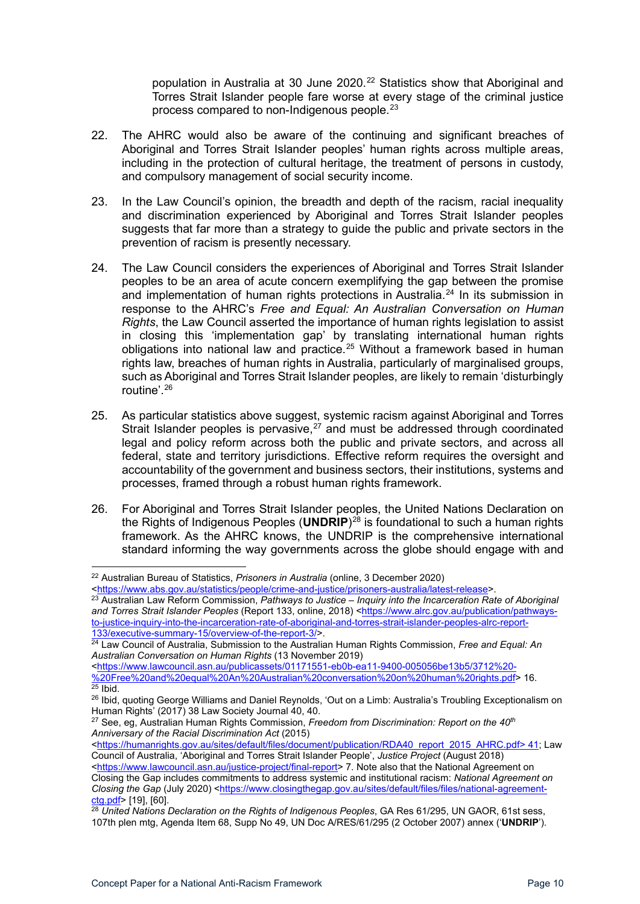population in Australia at 30 June 2020.[22] Statistics show that Aboriginal and Torres Strait Islander people fare worse at every stage of the criminal justice process compared to non-Indigenous people.[23]

22. The AHRC would also be aware of the continuing and significant breaches of Aboriginal and Torres Strait Islander peoples' human rights across multiple areas, including in the protection of cultural heritage, the treatment of persons in custody, and compulsory management of social security income.

23. In the Law Council's opinion, the breadth and depth of the racism, racial inequality and discrimination experienced by Aboriginal and Torres Strait Islander peoples suggests that far more than a strategy to guide the public and private sectors in the prevention of racism is presently necessary.

24. The Law Council considers the experiences of Aboriginal and Torres Strait Islander peoples to be an area of acute concern exemplifying the gap between the promise and implementation of human rights protections in Australia.[24] In its submission in response to the AHRC's *Free and Equal: An Australian Conversation on Human Rights*, the Law Council asserted the importance of human rights legislation to assist in closing this 'implementation gap' by translating international human rights obligations into national law and practice.[25] Without a framework based in human rights law, breaches of human rights in Australia, particularly of marginalised groups, such as Aboriginal and Torres Strait Islander peoples, are likely to remain 'disturbingly routine'.[26]

25. As particular statistics above suggest, systemic racism against Aboriginal and Torres Strait Islander peoples is pervasive,[27] and must be addressed through coordinated legal and policy reform across both the public and private sectors, and across all federal, state and territory jurisdictions. Effective reform requires the oversight and accountability of the government and business sectors, their institutions, systems and processes, framed through a robust human rights framework.

26. For Aboriginal and Torres Strait Islander peoples, the United Nations Declaration on the Rights of Indigenous Peoples (**UNDRIP**)[28] is foundational to such a human rights framework. As the AHRC knows, the UNDRIP is the comprehensive international standard informing the way governments across the globe should engage with and

---

[22] Australian Bureau of Statistics, *Prisoners in Australia* (online, 3 December 2020) <https://www.abs.gov.au/statistics/people/crime-and-justice/prisoners-australia/latest-release>.

[23] Australian Law Reform Commission, *Pathways to Justice – Inquiry into the Incarceration Rate of Aboriginal and Torres Strait Islander Peoples* (Report 133, online, 2018) <https://www.alrc.gov.au/publication/pathways-to-justice-inquiry-into-the-incarceration-rate-of-aboriginal-and-torres-strait-islander-peoples-alrc-report-133/executive-summary-15/overview-of-the-report-3/>.

[24] Law Council of Australia, Submission to the Australian Human Rights Commission, *Free and Equal: An Australian Conversation on Human Rights* (13 November 2019) <https://www.lawcouncil.asn.au/publicassets/01171551-eb0b-ea11-9400-005056be13b5/3712%20-%20Free%20and%20equal%20An%20Australian%20conversation%20on%20human%20rights.pdf> 16.

[25] Ibid.

[26] Ibid, quoting George Williams and Daniel Reynolds, 'Out on a Limb: Australia's Troubling Exceptionalism on Human Rights' (2017) 38 Law Society Journal 40, 40.

[27] See, eg, Australian Human Rights Commission, *Freedom from Discrimination: Report on the 40th Anniversary of the Racial Discrimination Act* (2015) <https://humanrights.gov.au/sites/default/files/document/publication/RDA40_report_2015_AHRC.pdf> 41; Law Council of Australia, 'Aboriginal and Torres Strait Islander People', *Justice Project* (August 2018) <https://www.lawcouncil.asn.au/justice-project/final-report> 7. Note also that the National Agreement on Closing the Gap includes commitments to address systemic and institutional racism: *National Agreement on Closing the Gap* (July 2020) <https://www.closingthegap.gov.au/sites/default/files/files/national-agreement-ctg.pdf> [19], [60].

[28] *United Nations Declaration on the Rights of Indigenous Peoples*, GA Res 61/295, UN GAOR, 61st sess, 107th plen mtg, Agenda Item 68, Supp No 49, UN Doc A/RES/61/295 (2 October 2007) annex ('**UNDRIP**').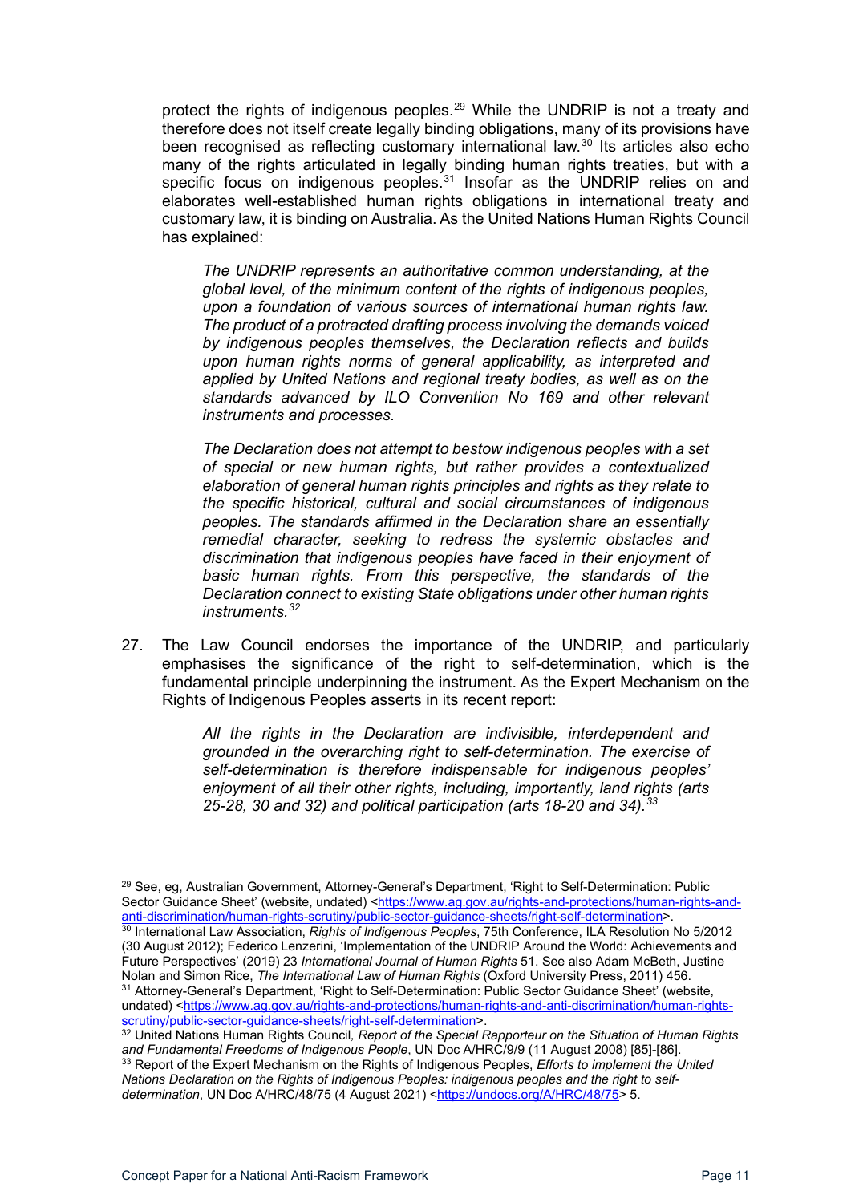protect the rights of indigenous peoples.[29] While the UNDRIP is not a treaty and therefore does not itself create legally binding obligations, many of its provisions have been recognised as reflecting customary international law.[30] Its articles also echo many of the rights articulated in legally binding human rights treaties, but with a specific focus on indigenous peoples.[31] Insofar as the UNDRIP relies on and elaborates well-established human rights obligations in international treaty and customary law, it is binding on Australia. As the United Nations Human Rights Council has explained:

> *The UNDRIP represents an authoritative common understanding, at the global level, of the minimum content of the rights of indigenous peoples, upon a foundation of various sources of international human rights law. The product of a protracted drafting process involving the demands voiced by indigenous peoples themselves, the Declaration reflects and builds upon human rights norms of general applicability, as interpreted and applied by United Nations and regional treaty bodies, as well as on the standards advanced by ILO Convention No 169 and other relevant instruments and processes.*
>
> *The Declaration does not attempt to bestow indigenous peoples with a set of special or new human rights, but rather provides a contextualized elaboration of general human rights principles and rights as they relate to the specific historical, cultural and social circumstances of indigenous peoples. The standards affirmed in the Declaration share an essentially remedial character, seeking to redress the systemic obstacles and discrimination that indigenous peoples have faced in their enjoyment of basic human rights. From this perspective, the standards of the Declaration connect to existing State obligations under other human rights instruments.*[32]

27. The Law Council endorses the importance of the UNDRIP, and particularly emphasises the significance of the right to self-determination, which is the fundamental principle underpinning the instrument. As the Expert Mechanism on the Rights of Indigenous Peoples asserts in its recent report:

> *All the rights in the Declaration are indivisible, interdependent and grounded in the overarching right to self-determination. The exercise of self-determination is therefore indispensable for indigenous peoples' enjoyment of all their other rights, including, importantly, land rights (arts 25-28, 30 and 32) and political participation (arts 18-20 and 34).*[33]

---

[29] See, eg, Australian Government, Attorney-General's Department, 'Right to Self-Determination: Public Sector Guidance Sheet' (website, undated) <https://www.ag.gov.au/rights-and-protections/human-rights-and-anti-discrimination/human-rights-scrutiny/public-sector-guidance-sheets/right-self-determination>.

[30] International Law Association, *Rights of Indigenous Peoples*, 75th Conference, ILA Resolution No 5/2012 (30 August 2012); Federico Lenzerini, 'Implementation of the UNDRIP Around the World: Achievements and Future Perspectives' (2019) 23 *International Journal of Human Rights* 51. See also Adam McBeth, Justine Nolan and Simon Rice, *The International Law of Human Rights* (Oxford University Press, 2011) 456.

[31] Attorney-General's Department, 'Right to Self-Determination: Public Sector Guidance Sheet' (website, undated) <https://www.ag.gov.au/rights-and-protections/human-rights-and-anti-discrimination/human-rights-scrutiny/public-sector-guidance-sheets/right-self-determination>.

[32] United Nations Human Rights Council, *Report of the Special Rapporteur on the Situation of Human Rights and Fundamental Freedoms of Indigenous People*, UN Doc A/HRC/9/9 (11 August 2008) [85]-[86].

[33] Report of the Expert Mechanism on the Rights of Indigenous Peoples, *Efforts to implement the United Nations Declaration on the Rights of Indigenous Peoples: indigenous peoples and the right to self-determination*, UN Doc A/HRC/48/75 (4 August 2021) <https://undocs.org/A/HRC/48/75> 5.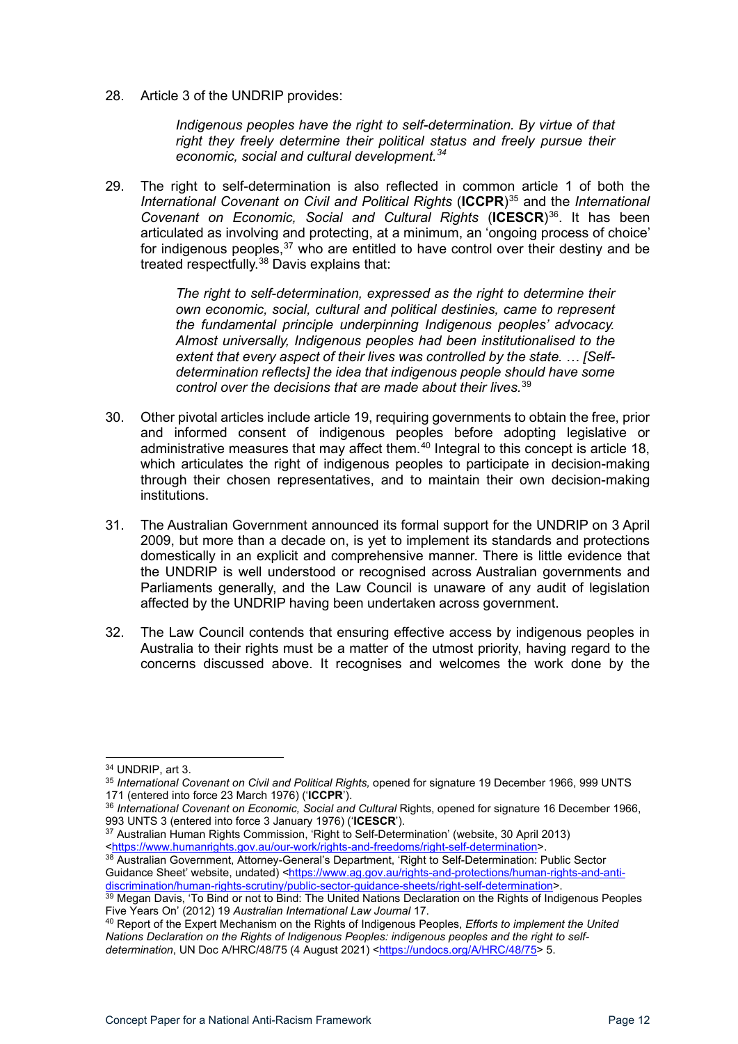28. Article 3 of the UNDRIP provides:

> *Indigenous peoples have the right to self-determination. By virtue of that right they freely determine their political status and freely pursue their economic, social and cultural development.*[34]

29. The right to self-determination is also reflected in common article 1 of both the *International Covenant on Civil and Political Rights* (**ICCPR**)[35] and the *International Covenant on Economic, Social and Cultural Rights* (**ICESCR**)[36]. It has been articulated as involving and protecting, at a minimum, an 'ongoing process of choice' for indigenous peoples,[37] who are entitled to have control over their destiny and be treated respectfully.[38] Davis explains that:

> *The right to self-determination, expressed as the right to determine their own economic, social, cultural and political destinies, came to represent the fundamental principle underpinning Indigenous peoples' advocacy. Almost universally, Indigenous peoples had been institutionalised to the extent that every aspect of their lives was controlled by the state. … [Self-determination reflects] the idea that indigenous people should have some control over the decisions that are made about their lives.*[39]

30. Other pivotal articles include article 19, requiring governments to obtain the free, prior and informed consent of indigenous peoples before adopting legislative or administrative measures that may affect them.[40] Integral to this concept is article 18, which articulates the right of indigenous peoples to participate in decision-making through their chosen representatives, and to maintain their own decision-making institutions.

31. The Australian Government announced its formal support for the UNDRIP on 3 April 2009, but more than a decade on, is yet to implement its standards and protections domestically in an explicit and comprehensive manner. There is little evidence that the UNDRIP is well understood or recognised across Australian governments and Parliaments generally, and the Law Council is unaware of any audit of legislation affected by the UNDRIP having been undertaken across government.

32. The Law Council contends that ensuring effective access by indigenous peoples in Australia to their rights must be a matter of the utmost priority, having regard to the concerns discussed above. It recognises and welcomes the work done by the

---

[34] UNDRIP, art 3.

[35] *International Covenant on Civil and Political Rights,* opened for signature 19 December 1966, 999 UNTS 171 (entered into force 23 March 1976) ('**ICCPR**').

[36] *International Covenant on Economic, Social and Cultural* Rights, opened for signature 16 December 1966, 993 UNTS 3 (entered into force 3 January 1976) ('**ICESCR**').

[37] Australian Human Rights Commission, 'Right to Self-Determination' (website, 30 April 2013) <https://www.humanrights.gov.au/our-work/rights-and-freedoms/right-self-determination>.

[38] Australian Government, Attorney-General's Department, 'Right to Self-Determination: Public Sector Guidance Sheet' website, undated) <https://www.ag.gov.au/rights-and-protections/human-rights-and-anti-discrimination/human-rights-scrutiny/public-sector-guidance-sheets/right-self-determination>.

[39] Megan Davis, 'To Bind or not to Bind: The United Nations Declaration on the Rights of Indigenous Peoples Five Years On' (2012) 19 *Australian International Law Journal* 17.

[40] Report of the Expert Mechanism on the Rights of Indigenous Peoples, *Efforts to implement the United Nations Declaration on the Rights of Indigenous Peoples: indigenous peoples and the right to self-determination*, UN Doc A/HRC/48/75 (4 August 2021) <https://undocs.org/A/HRC/48/75> 5.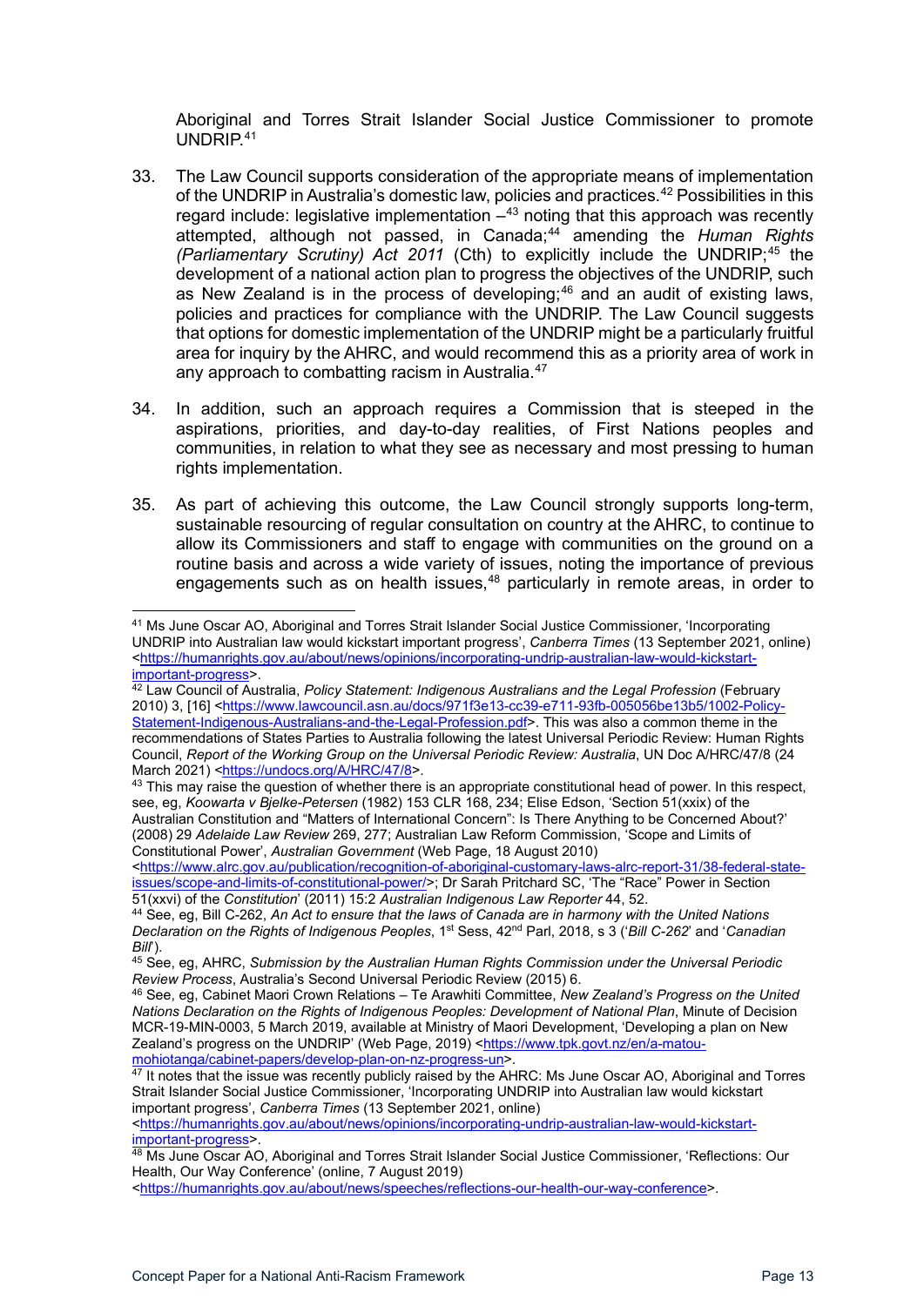Aboriginal and Torres Strait Islander Social Justice Commissioner to promote UNDRIP.[41]

33. The Law Council supports consideration of the appropriate means of implementation of the UNDRIP in Australia's domestic law, policies and practices.[42] Possibilities in this regard include: legislative implementation –[43] noting that this approach was recently attempted, although not passed, in Canada;[44] amending the *Human Rights (Parliamentary Scrutiny) Act 2011* (Cth) to explicitly include the UNDRIP;[45] the development of a national action plan to progress the objectives of the UNDRIP, such as New Zealand is in the process of developing;[46] and an audit of existing laws, policies and practices for compliance with the UNDRIP. The Law Council suggests that options for domestic implementation of the UNDRIP might be a particularly fruitful area for inquiry by the AHRC, and would recommend this as a priority area of work in any approach to combatting racism in Australia.[47]

34. In addition, such an approach requires a Commission that is steeped in the aspirations, priorities, and day-to-day realities, of First Nations peoples and communities, in relation to what they see as necessary and most pressing to human rights implementation.

35. As part of achieving this outcome, the Law Council strongly supports long-term, sustainable resourcing of regular consultation on country at the AHRC, to continue to allow its Commissioners and staff to engage with communities on the ground on a routine basis and across a wide variety of issues, noting the importance of previous engagements such as on health issues,[48] particularly in remote areas, in order to

---

[41] Ms June Oscar AO, Aboriginal and Torres Strait Islander Social Justice Commissioner, 'Incorporating UNDRIP into Australian law would kickstart important progress', *Canberra Times* (13 September 2021, online) <https://humanrights.gov.au/about/news/opinions/incorporating-undrip-australian-law-would-kickstart-important-progress>.

[42] Law Council of Australia, *Policy Statement: Indigenous Australians and the Legal Profession* (February 2010) 3, [16] <https://www.lawcouncil.asn.au/docs/971f3e13-cc39-e711-93fb-005056be13b5/1002-Policy-Statement-Indigenous-Australians-and-the-Legal-Profession.pdf>. This was also a common theme in the recommendations of States Parties to Australia following the latest Universal Periodic Review: Human Rights Council, *Report of the Working Group on the Universal Periodic Review: Australia*, UN Doc A/HRC/47/8 (24 March 2021) <https://undocs.org/A/HRC/47/8>.

[43] This may raise the question of whether there is an appropriate constitutional head of power. In this respect, see, eg, *Koowarta v Bjelke-Petersen* (1982) 153 CLR 168, 234; Elise Edson, 'Section 51(xxix) of the Australian Constitution and "Matters of International Concern": Is There Anything to be Concerned About?' (2008) 29 *Adelaide Law Review* 269, 277; Australian Law Reform Commission, 'Scope and Limits of Constitutional Power', *Australian Government* (Web Page, 18 August 2010) <https://www.alrc.gov.au/publication/recognition-of-aboriginal-customary-laws-alrc-report-31/38-federal-state-issues/scope-and-limits-of-constitutional-power/>; Dr Sarah Pritchard SC, 'The "Race" Power in Section 51(xxvi) of the *Constitution*' (2011) 15:2 *Australian Indigenous Law Reporter* 44, 52.

[44] See, eg, Bill C-262, *An Act to ensure that the laws of Canada are in harmony with the United Nations Declaration on the Rights of Indigenous Peoples*, 1st Sess, 42nd Parl, 2018, s 3 ('*Bill C-262*' and '*Canadian Bill*').

[45] See, eg, AHRC, *Submission by the Australian Human Rights Commission under the Universal Periodic Review Process*, Australia's Second Universal Periodic Review (2015) 6.

[46] See, eg, Cabinet Maori Crown Relations – Te Arawhiti Committee, *New Zealand's Progress on the United Nations Declaration on the Rights of Indigenous Peoples: Development of National Plan*, Minute of Decision MCR-19-MIN-0003, 5 March 2019, available at Ministry of Maori Development, 'Developing a plan on New Zealand's progress on the UNDRIP' (Web Page, 2019) <https://www.tpk.govt.nz/en/a-matou-mohiotanga/cabinet-papers/develop-plan-on-nz-progress-un>.

[47] It notes that the issue was recently publicly raised by the AHRC: Ms June Oscar AO, Aboriginal and Torres Strait Islander Social Justice Commissioner, 'Incorporating UNDRIP into Australian law would kickstart important progress', *Canberra Times* (13 September 2021, online) <https://humanrights.gov.au/about/news/opinions/incorporating-undrip-australian-law-would-kickstart-important-progress>.

[48] Ms June Oscar AO, Aboriginal and Torres Strait Islander Social Justice Commissioner, 'Reflections: Our Health, Our Way Conference' (online, 7 August 2019) <https://humanrights.gov.au/about/news/speeches/reflections-our-health-our-way-conference>.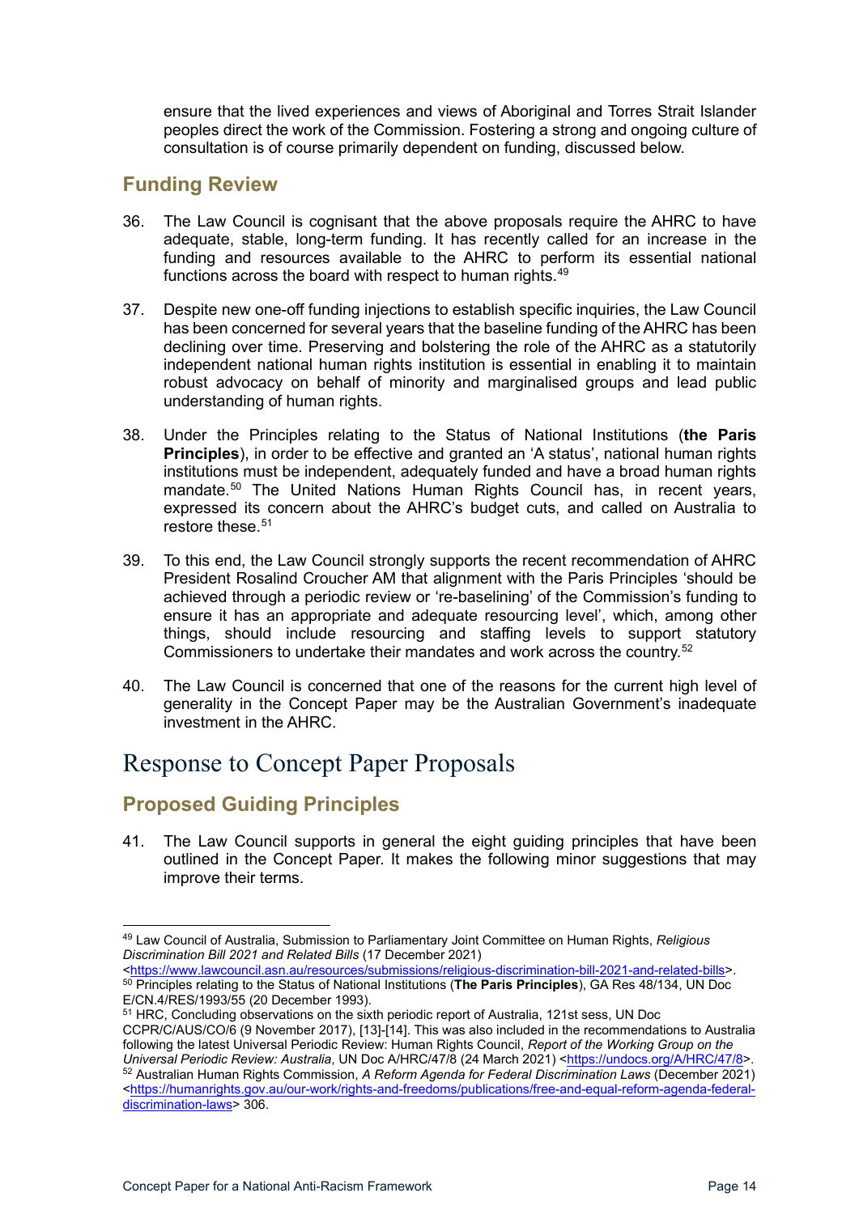ensure that the lived experiences and views of Aboriginal and Torres Strait Islander peoples direct the work of the Commission. Fostering a strong and ongoing culture of consultation is of course primarily dependent on funding, discussed below.

## Funding Review

36. The Law Council is cognisant that the above proposals require the AHRC to have adequate, stable, long-term funding. It has recently called for an increase in the funding and resources available to the AHRC to perform its essential national functions across the board with respect to human rights.[49]

37. Despite new one-off funding injections to establish specific inquiries, the Law Council has been concerned for several years that the baseline funding of the AHRC has been declining over time. Preserving and bolstering the role of the AHRC as a statutorily independent national human rights institution is essential in enabling it to maintain robust advocacy on behalf of minority and marginalised groups and lead public understanding of human rights.

38. Under the Principles relating to the Status of National Institutions (**the Paris Principles**), in order to be effective and granted an 'A status', national human rights institutions must be independent, adequately funded and have a broad human rights mandate.[50] The United Nations Human Rights Council has, in recent years, expressed its concern about the AHRC's budget cuts, and called on Australia to restore these.[51]

39. To this end, the Law Council strongly supports the recent recommendation of AHRC President Rosalind Croucher AM that alignment with the Paris Principles 'should be achieved through a periodic review or 're-baselining' of the Commission's funding to ensure it has an appropriate and adequate resourcing level', which, among other things, should include resourcing and staffing levels to support statutory Commissioners to undertake their mandates and work across the country.[52]

40. The Law Council is concerned that one of the reasons for the current high level of generality in the Concept Paper may be the Australian Government's inadequate investment in the AHRC.

# Response to Concept Paper Proposals

## Proposed Guiding Principles

41. The Law Council supports in general the eight guiding principles that have been outlined in the Concept Paper. It makes the following minor suggestions that may improve their terms.

---

[49] Law Council of Australia, Submission to Parliamentary Joint Committee on Human Rights, *Religious Discrimination Bill 2021 and Related Bills* (17 December 2021) <https://www.lawcouncil.asn.au/resources/submissions/religious-discrimination-bill-2021-and-related-bills>.

[50] Principles relating to the Status of National Institutions (**The Paris Principles**), GA Res 48/134, UN Doc E/CN.4/RES/1993/55 (20 December 1993).

[51] HRC, Concluding observations on the sixth periodic report of Australia, 121st sess, UN Doc CCPR/C/AUS/CO/6 (9 November 2017), [13]-[14]. This was also included in the recommendations to Australia following the latest Universal Periodic Review: Human Rights Council, *Report of the Working Group on the Universal Periodic Review: Australia*, UN Doc A/HRC/47/8 (24 March 2021) <https://undocs.org/A/HRC/47/8>.

[52] Australian Human Rights Commission, *A Reform Agenda for Federal Discrimination Laws* (December 2021) <https://humanrights.gov.au/our-work/rights-and-freedoms/publications/free-and-equal-reform-agenda-federal-discrimination-laws> 306.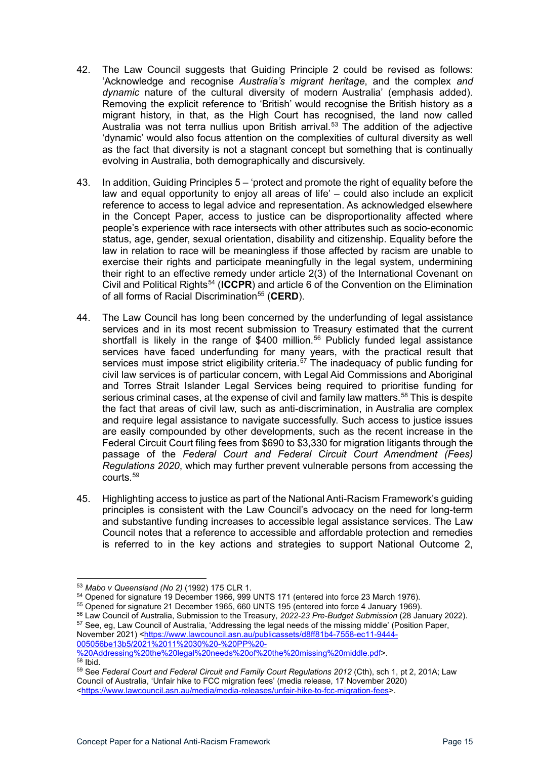42. The Law Council suggests that Guiding Principle 2 could be revised as follows: 'Acknowledge and recognise *Australia's migrant heritage*, and the complex *and dynamic* nature of the cultural diversity of modern Australia' (emphasis added). Removing the explicit reference to 'British' would recognise the British history as a migrant history, in that, as the High Court has recognised, the land now called Australia was not terra nullius upon British arrival.[53] The addition of the adjective 'dynamic' would also focus attention on the complexities of cultural diversity as well as the fact that diversity is not a stagnant concept but something that is continually evolving in Australia, both demographically and discursively.

43. In addition, Guiding Principles 5 – 'protect and promote the right of equality before the law and equal opportunity to enjoy all areas of life' – could also include an explicit reference to access to legal advice and representation. As acknowledged elsewhere in the Concept Paper, access to justice can be disproportionality affected where people's experience with race intersects with other attributes such as socio-economic status, age, gender, sexual orientation, disability and citizenship. Equality before the law in relation to race will be meaningless if those affected by racism are unable to exercise their rights and participate meaningfully in the legal system, undermining their right to an effective remedy under article 2(3) of the International Covenant on Civil and Political Rights[54] (**ICCPR**) and article 6 of the Convention on the Elimination of all forms of Racial Discrimination[55] (**CERD**).

44. The Law Council has long been concerned by the underfunding of legal assistance services and in its most recent submission to Treasury estimated that the current shortfall is likely in the range of $400 million.[56] Publicly funded legal assistance services have faced underfunding for many years, with the practical result that services must impose strict eligibility criteria.[57] The inadequacy of public funding for civil law services is of particular concern, with Legal Aid Commissions and Aboriginal and Torres Strait Islander Legal Services being required to prioritise funding for serious criminal cases, at the expense of civil and family law matters.[58] This is despite the fact that areas of civil law, such as anti-discrimination, in Australia are complex and require legal assistance to navigate successfully. Such access to justice issues are easily compounded by other developments, such as the recent increase in the Federal Circuit Court filing fees from $690 to $3,330 for migration litigants through the passage of the *Federal Court and Federal Circuit Court Amendment (Fees) Regulations 2020*, which may further prevent vulnerable persons from accessing the courts.[59]

45. Highlighting access to justice as part of the National Anti-Racism Framework's guiding principles is consistent with the Law Council's advocacy on the need for long-term and substantive funding increases to accessible legal assistance services. The Law Council notes that a reference to accessible and affordable protection and remedies is referred to in the key actions and strategies to support National Outcome 2,

---

[53] *Mabo v Queensland (No 2)* (1992) 175 CLR 1.

[54] Opened for signature 19 December 1966, 999 UNTS 171 (entered into force 23 March 1976).

[55] Opened for signature 21 December 1965, 660 UNTS 195 (entered into force 4 January 1969).

[56] Law Council of Australia, Submission to the Treasury, *2022-23 Pre-Budget Submission* (28 January 2022).

[57] See, eg, Law Council of Australia, 'Addressing the legal needs of the missing middle' (Position Paper, November 2021) <https://www.lawcouncil.asn.au/publicassets/d8ff81b4-7558-ec11-9444-005056be13b5/2021%2011%2030%20-%20PP%20-%20Addressing%20the%20legal%20needs%20of%20the%20missing%20middle.pdf>.

[58] Ibid.

[59] See *Federal Court and Federal Circuit and Family Court Regulations 2012* (Cth), sch 1, pt 2, 201A; Law Council of Australia, 'Unfair hike to FCC migration fees' (media release, 17 November 2020) <https://www.lawcouncil.asn.au/media/media-releases/unfair-hike-to-fcc-migration-fees>.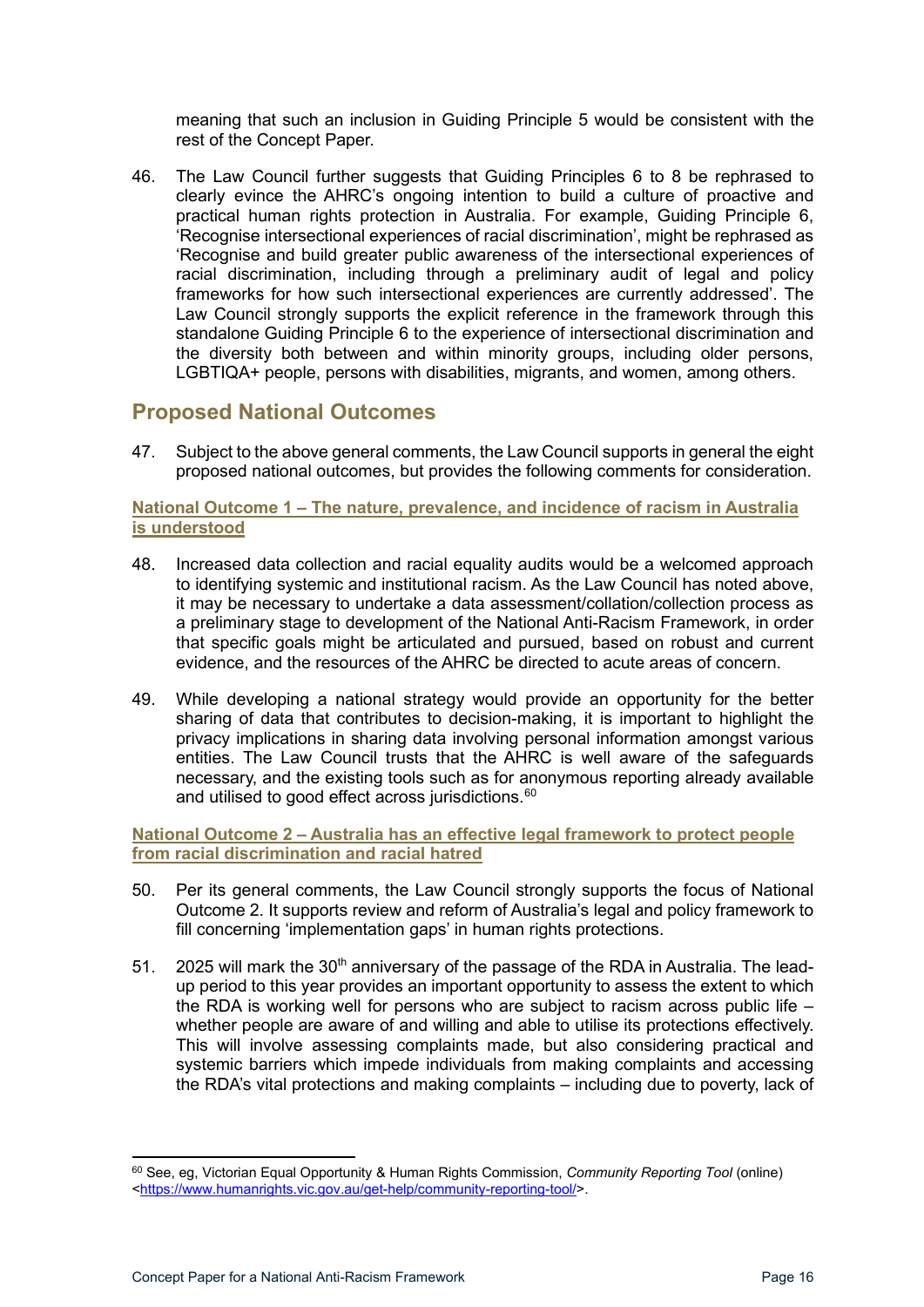meaning that such an inclusion in Guiding Principle 5 would be consistent with the rest of the Concept Paper.

46. The Law Council further suggests that Guiding Principles 6 to 8 be rephrased to clearly evince the AHRC's ongoing intention to build a culture of proactive and practical human rights protection in Australia. For example, Guiding Principle 6, 'Recognise intersectional experiences of racial discrimination', might be rephrased as 'Recognise and build greater public awareness of the intersectional experiences of racial discrimination, including through a preliminary audit of legal and policy frameworks for how such intersectional experiences are currently addressed'. The Law Council strongly supports the explicit reference in the framework through this standalone Guiding Principle 6 to the experience of intersectional discrimination and the diversity both between and within minority groups, including older persons, LGBTIQA+ people, persons with disabilities, migrants, and women, among others.

## Proposed National Outcomes

47. Subject to the above general comments, the Law Council supports in general the eight proposed national outcomes, but provides the following comments for consideration.

### National Outcome 1 – The nature, prevalence, and incidence of racism in Australia is understood

48. Increased data collection and racial equality audits would be a welcomed approach to identifying systemic and institutional racism. As the Law Council has noted above, it may be necessary to undertake a data assessment/collation/collection process as a preliminary stage to development of the National Anti-Racism Framework, in order that specific goals might be articulated and pursued, based on robust and current evidence, and the resources of the AHRC be directed to acute areas of concern.

49. While developing a national strategy would provide an opportunity for the better sharing of data that contributes to decision-making, it is important to highlight the privacy implications in sharing data involving personal information amongst various entities. The Law Council trusts that the AHRC is well aware of the safeguards necessary, and the existing tools such as for anonymous reporting already available and utilised to good effect across jurisdictions.[60]

### National Outcome 2 – Australia has an effective legal framework to protect people from racial discrimination and racial hatred

50. Per its general comments, the Law Council strongly supports the focus of National Outcome 2. It supports review and reform of Australia's legal and policy framework to fill concerning 'implementation gaps' in human rights protections.

51. 2025 will mark the 30th anniversary of the passage of the RDA in Australia. The lead-up period to this year provides an important opportunity to assess the extent to which the RDA is working well for persons who are subject to racism across public life – whether people are aware of and willing and able to utilise its protections effectively. This will involve assessing complaints made, but also considering practical and systemic barriers which impede individuals from making complaints and accessing the RDA's vital protections and making complaints – including due to poverty, lack of

[60] See, eg, Victorian Equal Opportunity & Human Rights Commission, *Community Reporting Tool* (online) <https://www.humanrights.vic.gov.au/get-help/community-reporting-tool/>.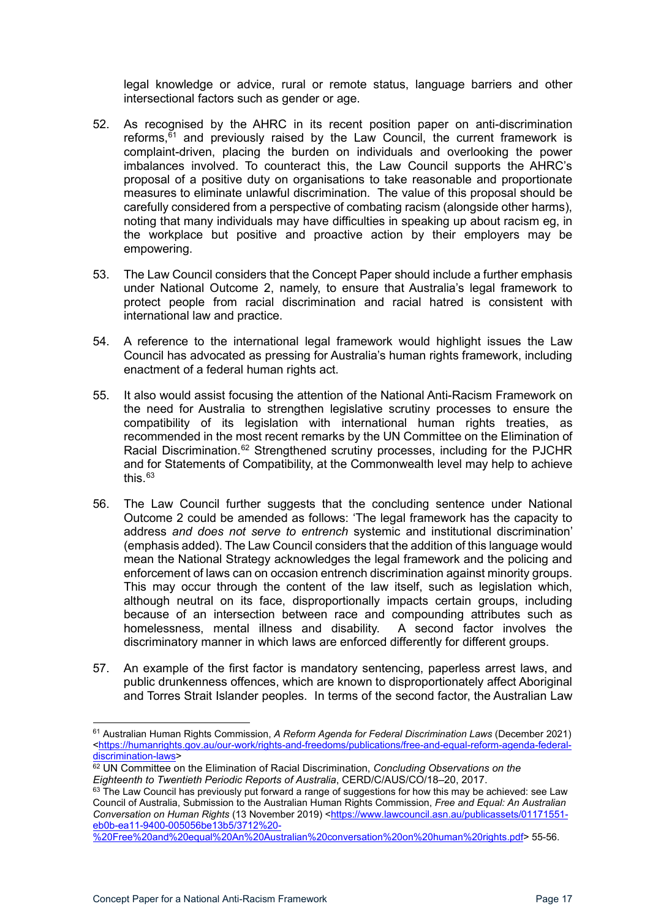legal knowledge or advice, rural or remote status, language barriers and other intersectional factors such as gender or age.

52. As recognised by the AHRC in its recent position paper on anti-discrimination reforms,[61] and previously raised by the Law Council, the current framework is complaint-driven, placing the burden on individuals and overlooking the power imbalances involved. To counteract this, the Law Council supports the AHRC's proposal of a positive duty on organisations to take reasonable and proportionate measures to eliminate unlawful discrimination. The value of this proposal should be carefully considered from a perspective of combating racism (alongside other harms), noting that many individuals may have difficulties in speaking up about racism eg, in the workplace but positive and proactive action by their employers may be empowering.

53. The Law Council considers that the Concept Paper should include a further emphasis under National Outcome 2, namely, to ensure that Australia's legal framework to protect people from racial discrimination and racial hatred is consistent with international law and practice.

54. A reference to the international legal framework would highlight issues the Law Council has advocated as pressing for Australia's human rights framework, including enactment of a federal human rights act.

55. It also would assist focusing the attention of the National Anti-Racism Framework on the need for Australia to strengthen legislative scrutiny processes to ensure the compatibility of its legislation with international human rights treaties, as recommended in the most recent remarks by the UN Committee on the Elimination of Racial Discrimination.[62] Strengthened scrutiny processes, including for the PJCHR and for Statements of Compatibility, at the Commonwealth level may help to achieve this.[63]

56. The Law Council further suggests that the concluding sentence under National Outcome 2 could be amended as follows: 'The legal framework has the capacity to address *and does not serve to entrench* systemic and institutional discrimination' (emphasis added). The Law Council considers that the addition of this language would mean the National Strategy acknowledges the legal framework and the policing and enforcement of laws can on occasion entrench discrimination against minority groups. This may occur through the content of the law itself, such as legislation which, although neutral on its face, disproportionally impacts certain groups, including because of an intersection between race and compounding attributes such as homelessness, mental illness and disability. A second factor involves the discriminatory manner in which laws are enforced differently for different groups.

57. An example of the first factor is mandatory sentencing, paperless arrest laws, and public drunkenness offences, which are known to disproportionately affect Aboriginal and Torres Strait Islander peoples. In terms of the second factor, the Australian Law

---

[61] Australian Human Rights Commission, *A Reform Agenda for Federal Discrimination Laws* (December 2021) <https://humanrights.gov.au/our-work/rights-and-freedoms/publications/free-and-equal-reform-agenda-federal-discrimination-laws>

[62] UN Committee on the Elimination of Racial Discrimination, *Concluding Observations on the Eighteenth to Twentieth Periodic Reports of Australia*, CERD/C/AUS/CO/18–20, 2017.

[63] The Law Council has previously put forward a range of suggestions for how this may be achieved: see Law Council of Australia, Submission to the Australian Human Rights Commission, *Free and Equal: An Australian Conversation on Human Rights* (13 November 2019) <https://www.lawcouncil.asn.au/publicassets/01171551-eb0b-ea11-9400-005056be13b5/3712%20-%20Free%20and%20equal%20An%20Australian%20conversation%20on%20human%20rights.pdf> 55-56.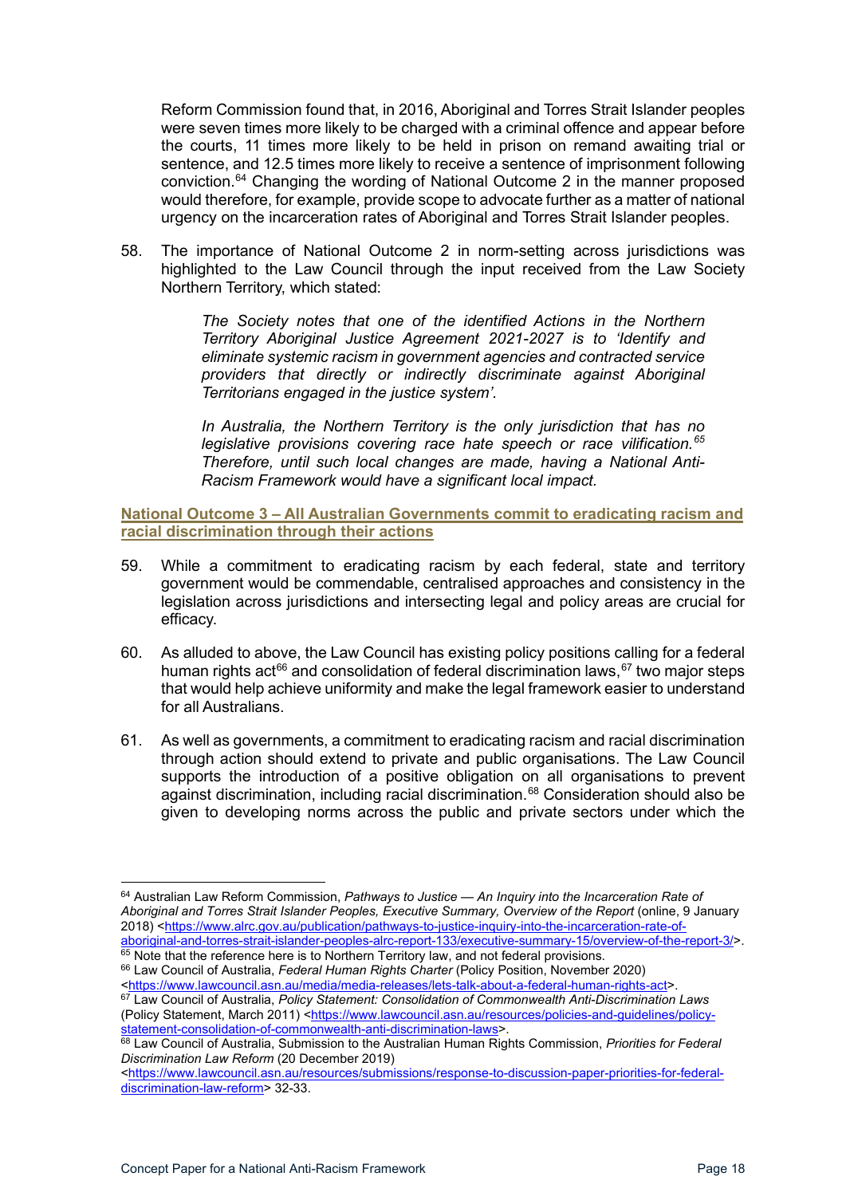Reform Commission found that, in 2016, Aboriginal and Torres Strait Islander peoples were seven times more likely to be charged with a criminal offence and appear before the courts, 11 times more likely to be held in prison on remand awaiting trial or sentence, and 12.5 times more likely to receive a sentence of imprisonment following conviction.[64] Changing the wording of National Outcome 2 in the manner proposed would therefore, for example, provide scope to advocate further as a matter of national urgency on the incarceration rates of Aboriginal and Torres Strait Islander peoples.

58. The importance of National Outcome 2 in norm-setting across jurisdictions was highlighted to the Law Council through the input received from the Law Society Northern Territory, which stated:

> *The Society notes that one of the identified Actions in the Northern Territory Aboriginal Justice Agreement 2021-2027 is to 'Identify and eliminate systemic racism in government agencies and contracted service providers that directly or indirectly discriminate against Aboriginal Territorians engaged in the justice system'.*
>
> *In Australia, the Northern Territory is the only jurisdiction that has no legislative provisions covering race hate speech or race vilification.[65] Therefore, until such local changes are made, having a National Anti-Racism Framework would have a significant local impact.*

### National Outcome 3 – All Australian Governments commit to eradicating racism and racial discrimination through their actions

59. While a commitment to eradicating racism by each federal, state and territory government would be commendable, centralised approaches and consistency in the legislation across jurisdictions and intersecting legal and policy areas are crucial for efficacy.

60. As alluded to above, the Law Council has existing policy positions calling for a federal human rights act[66] and consolidation of federal discrimination laws,[67] two major steps that would help achieve uniformity and make the legal framework easier to understand for all Australians.

61. As well as governments, a commitment to eradicating racism and racial discrimination through action should extend to private and public organisations. The Law Council supports the introduction of a positive obligation on all organisations to prevent against discrimination, including racial discrimination.[68] Consideration should also be given to developing norms across the public and private sectors under which the

---

[64] Australian Law Reform Commission, *Pathways to Justice — An Inquiry into the Incarceration Rate of Aboriginal and Torres Strait Islander Peoples, Executive Summary, Overview of the Report* (online, 9 January 2018) <https://www.alrc.gov.au/publication/pathways-to-justice-inquiry-into-the-incarceration-rate-of-aboriginal-and-torres-strait-islander-peoples-alrc-report-133/executive-summary-15/overview-of-the-report-3/>.

[65] Note that the reference here is to Northern Territory law, and not federal provisions.

[66] Law Council of Australia, *Federal Human Rights Charter* (Policy Position, November 2020) <https://www.lawcouncil.asn.au/media/media-releases/lets-talk-about-a-federal-human-rights-act>.

[67] Law Council of Australia, *Policy Statement: Consolidation of Commonwealth Anti-Discrimination Laws* (Policy Statement, March 2011) <https://www.lawcouncil.asn.au/resources/policies-and-guidelines/policy-statement-consolidation-of-commonwealth-anti-discrimination-laws>.

[68] Law Council of Australia, Submission to the Australian Human Rights Commission, *Priorities for Federal Discrimination Law Reform* (20 December 2019) <https://www.lawcouncil.asn.au/resources/submissions/response-to-discussion-paper-priorities-for-federal-discrimination-law-reform> 32-33.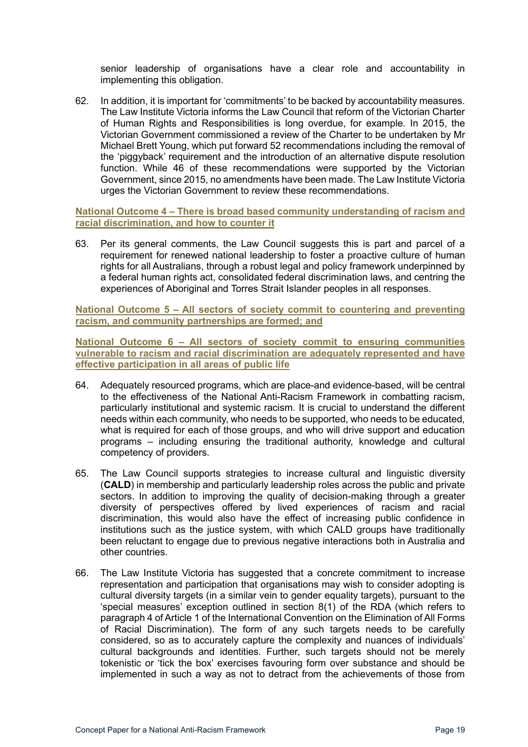senior leadership of organisations have a clear role and accountability in implementing this obligation.

62. In addition, it is important for 'commitments' to be backed by accountability measures. The Law Institute Victoria informs the Law Council that reform of the Victorian Charter of Human Rights and Responsibilities is long overdue, for example. In 2015, the Victorian Government commissioned a review of the Charter to be undertaken by Mr Michael Brett Young, which put forward 52 recommendations including the removal of the 'piggyback' requirement and the introduction of an alternative dispute resolution function. While 46 of these recommendations were supported by the Victorian Government, since 2015, no amendments have been made. The Law Institute Victoria urges the Victorian Government to review these recommendations.

**National Outcome 4 – There is broad based community understanding of racism and racial discrimination, and how to counter it**

63. Per its general comments, the Law Council suggests this is part and parcel of a requirement for renewed national leadership to foster a proactive culture of human rights for all Australians, through a robust legal and policy framework underpinned by a federal human rights act, consolidated federal discrimination laws, and centring the experiences of Aboriginal and Torres Strait Islander peoples in all responses.

**National Outcome 5 – All sectors of society commit to countering and preventing racism, and community partnerships are formed; and**

**National Outcome 6 – All sectors of society commit to ensuring communities vulnerable to racism and racial discrimination are adequately represented and have effective participation in all areas of public life**

64. Adequately resourced programs, which are place-and evidence-based, will be central to the effectiveness of the National Anti-Racism Framework in combatting racism, particularly institutional and systemic racism. It is crucial to understand the different needs within each community, who needs to be supported, who needs to be educated, what is required for each of those groups, and who will drive support and education programs – including ensuring the traditional authority, knowledge and cultural competency of providers.

65. The Law Council supports strategies to increase cultural and linguistic diversity (**CALD**) in membership and particularly leadership roles across the public and private sectors. In addition to improving the quality of decision-making through a greater diversity of perspectives offered by lived experiences of racism and racial discrimination, this would also have the effect of increasing public confidence in institutions such as the justice system, with which CALD groups have traditionally been reluctant to engage due to previous negative interactions both in Australia and other countries.

66. The Law Institute Victoria has suggested that a concrete commitment to increase representation and participation that organisations may wish to consider adopting is cultural diversity targets (in a similar vein to gender equality targets), pursuant to the 'special measures' exception outlined in section 8(1) of the RDA (which refers to paragraph 4 of Article 1 of the International Convention on the Elimination of All Forms of Racial Discrimination). The form of any such targets needs to be carefully considered, so as to accurately capture the complexity and nuances of individuals' cultural backgrounds and identities. Further, such targets should not be merely tokenistic or 'tick the box' exercises favouring form over substance and should be implemented in such a way as not to detract from the achievements of those from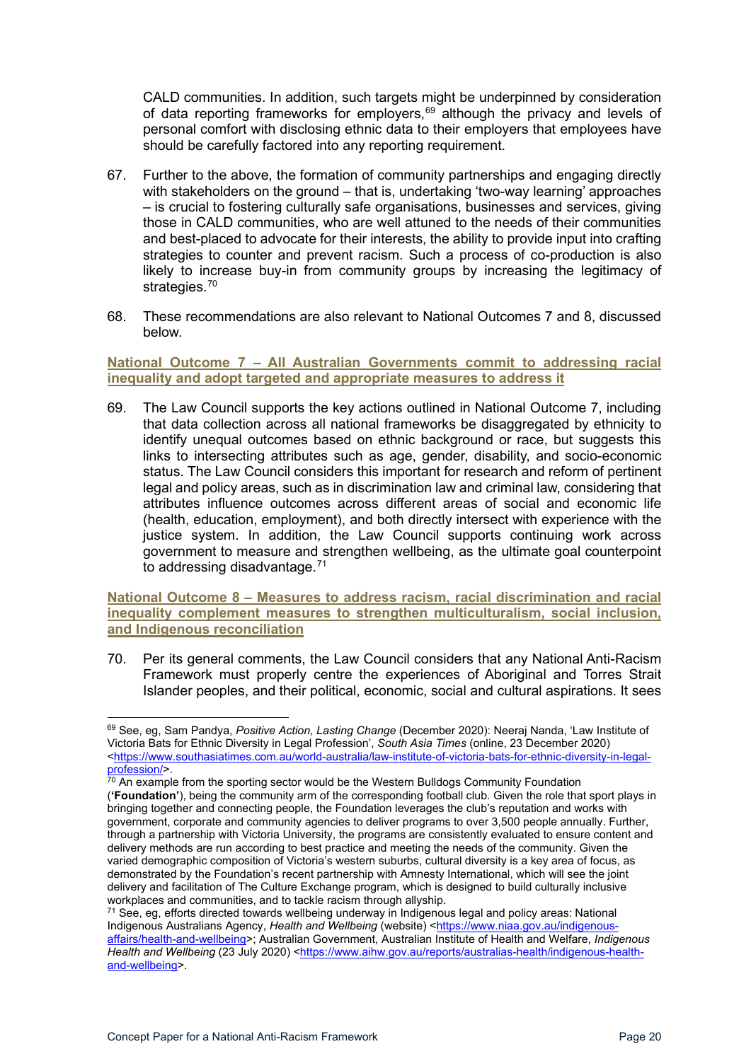CALD communities. In addition, such targets might be underpinned by consideration of data reporting frameworks for employers,[69] although the privacy and levels of personal comfort with disclosing ethnic data to their employers that employees have should be carefully factored into any reporting requirement.

67. Further to the above, the formation of community partnerships and engaging directly with stakeholders on the ground – that is, undertaking 'two-way learning' approaches – is crucial to fostering culturally safe organisations, businesses and services, giving those in CALD communities, who are well attuned to the needs of their communities and best-placed to advocate for their interests, the ability to provide input into crafting strategies to counter and prevent racism. Such a process of co-production is also likely to increase buy-in from community groups by increasing the legitimacy of strategies.[70]

68. These recommendations are also relevant to National Outcomes 7 and 8, discussed below.

### National Outcome 7 – All Australian Governments commit to addressing racial inequality and adopt targeted and appropriate measures to address it

69. The Law Council supports the key actions outlined in National Outcome 7, including that data collection across all national frameworks be disaggregated by ethnicity to identify unequal outcomes based on ethnic background or race, but suggests this links to intersecting attributes such as age, gender, disability, and socio-economic status. The Law Council considers this important for research and reform of pertinent legal and policy areas, such as in discrimination law and criminal law, considering that attributes influence outcomes across different areas of social and economic life (health, education, employment), and both directly intersect with experience with the justice system. In addition, the Law Council supports continuing work across government to measure and strengthen wellbeing, as the ultimate goal counterpoint to addressing disadvantage.[71]

### National Outcome 8 – Measures to address racism, racial discrimination and racial inequality complement measures to strengthen multiculturalism, social inclusion, and Indigenous reconciliation

70. Per its general comments, the Law Council considers that any National Anti-Racism Framework must properly centre the experiences of Aboriginal and Torres Strait Islander peoples, and their political, economic, social and cultural aspirations. It sees

---

[69] See, eg, Sam Pandya, *Positive Action, Lasting Change* (December 2020): Neeraj Nanda, 'Law Institute of Victoria Bats for Ethnic Diversity in Legal Profession', *South Asia Times* (online, 23 December 2020) <https://www.southasiatimes.com.au/world-australia/law-institute-of-victoria-bats-for-ethnic-diversity-in-legal-profession/>.

[70] An example from the sporting sector would be the Western Bulldogs Community Foundation (**'Foundation'**), being the community arm of the corresponding football club. Given the role that sport plays in bringing together and connecting people, the Foundation leverages the club's reputation and works with government, corporate and community agencies to deliver programs to over 3,500 people annually. Further, through a partnership with Victoria University, the programs are consistently evaluated to ensure content and delivery methods are run according to best practice and meeting the needs of the community. Given the varied demographic composition of Victoria's western suburbs, cultural diversity is a key area of focus, as demonstrated by the Foundation's recent partnership with Amnesty International, which will see the joint delivery and facilitation of The Culture Exchange program, which is designed to build culturally inclusive workplaces and communities, and to tackle racism through allyship.

[71] See, eg, efforts directed towards wellbeing underway in Indigenous legal and policy areas: National Indigenous Australians Agency, *Health and Wellbeing* (website) <https://www.niaa.gov.au/indigenous-affairs/health-and-wellbeing>; Australian Government, Australian Institute of Health and Welfare, *Indigenous Health and Wellbeing* (23 July 2020) <https://www.aihw.gov.au/reports/australias-health/indigenous-health-and-wellbeing>.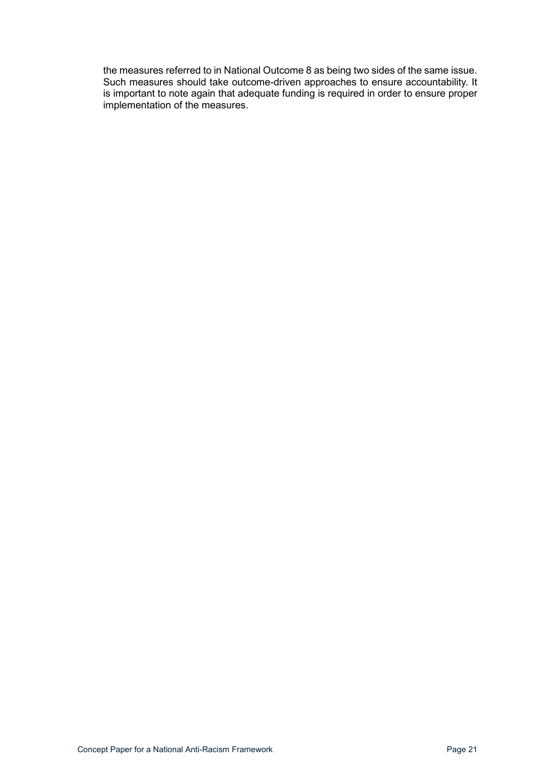the measures referred to in National Outcome 8 as being two sides of the same issue. Such measures should take outcome-driven approaches to ensure accountability. It is important to note again that adequate funding is required in order to ensure proper implementation of the measures.